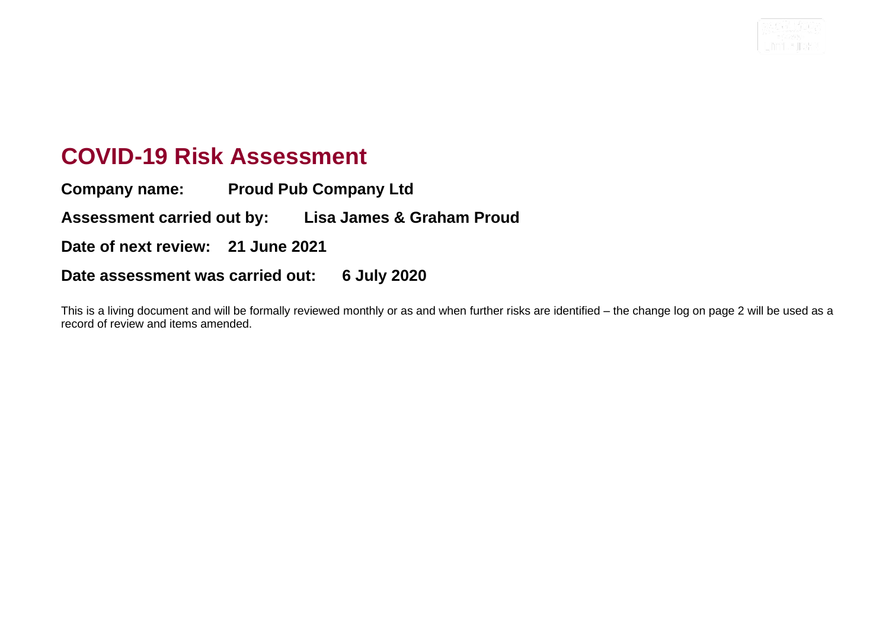# COVID-19 Risk Assessment

**Company name:** **Proud Pub Company Ltd**

**Assessment carried out by:** **Lisa James & Graham Proud**

**Date of next review:** **21 June 2021**

**Date assessment was carried out:** **6 July 2020**

This is a living document and will be formally reviewed monthly or as and when further risks are identified – the change log on page 2 will be used as a record of review and items amended.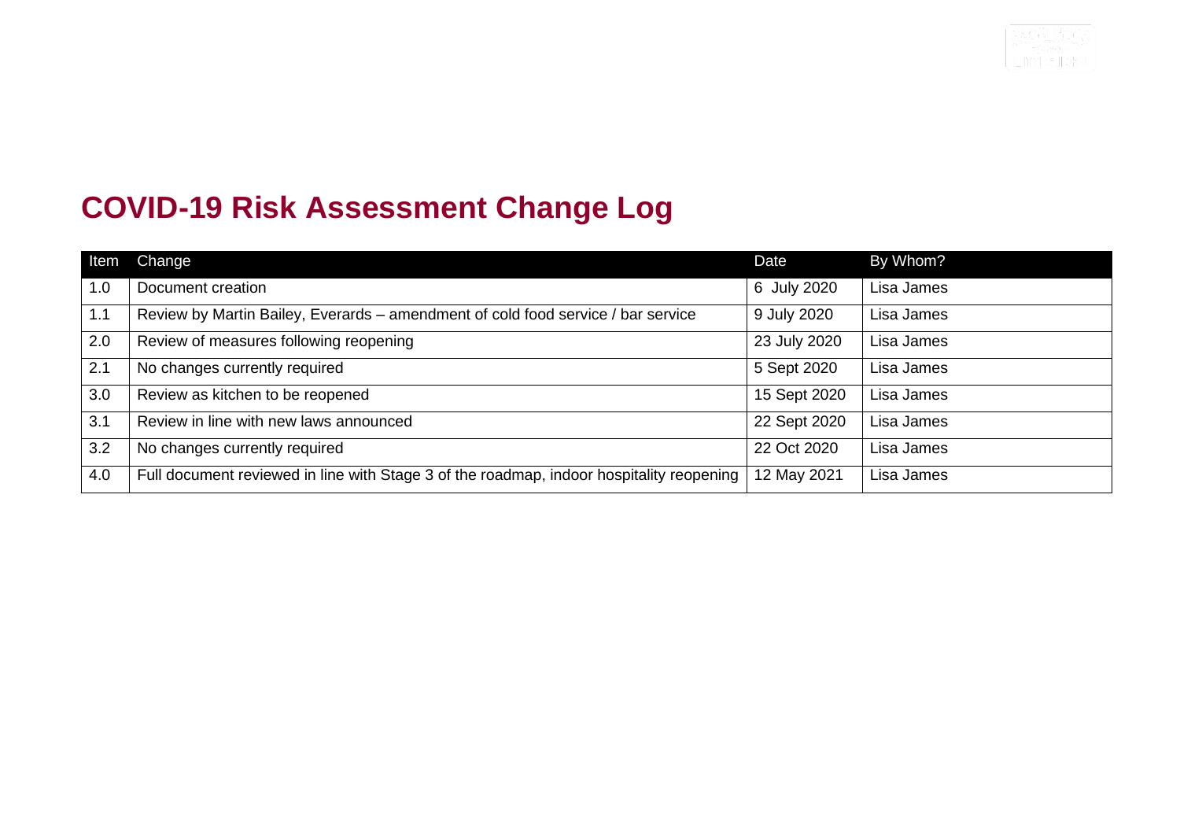# COVID-19 Risk Assessment Change Log

| Item | Change | Date | By Whom? |
|---|---|---|---|
| 1.0 | Document creation | 6 July 2020 | Lisa James |
| 1.1 | Review by Martin Bailey, Everards – amendment of cold food service / bar service | 9 July 2020 | Lisa James |
| 2.0 | Review of measures following reopening | 23 July 2020 | Lisa James |
| 2.1 | No changes currently required | 5 Sept 2020 | Lisa James |
| 3.0 | Review as kitchen to be reopened | 15 Sept 2020 | Lisa James |
| 3.1 | Review in line with new laws announced | 22 Sept 2020 | Lisa James |
| 3.2 | No changes currently required | 22 Oct 2020 | Lisa James |
| 4.0 | Full document reviewed in line with Stage 3 of the roadmap, indoor hospitality reopening | 12 May 2021 | Lisa James |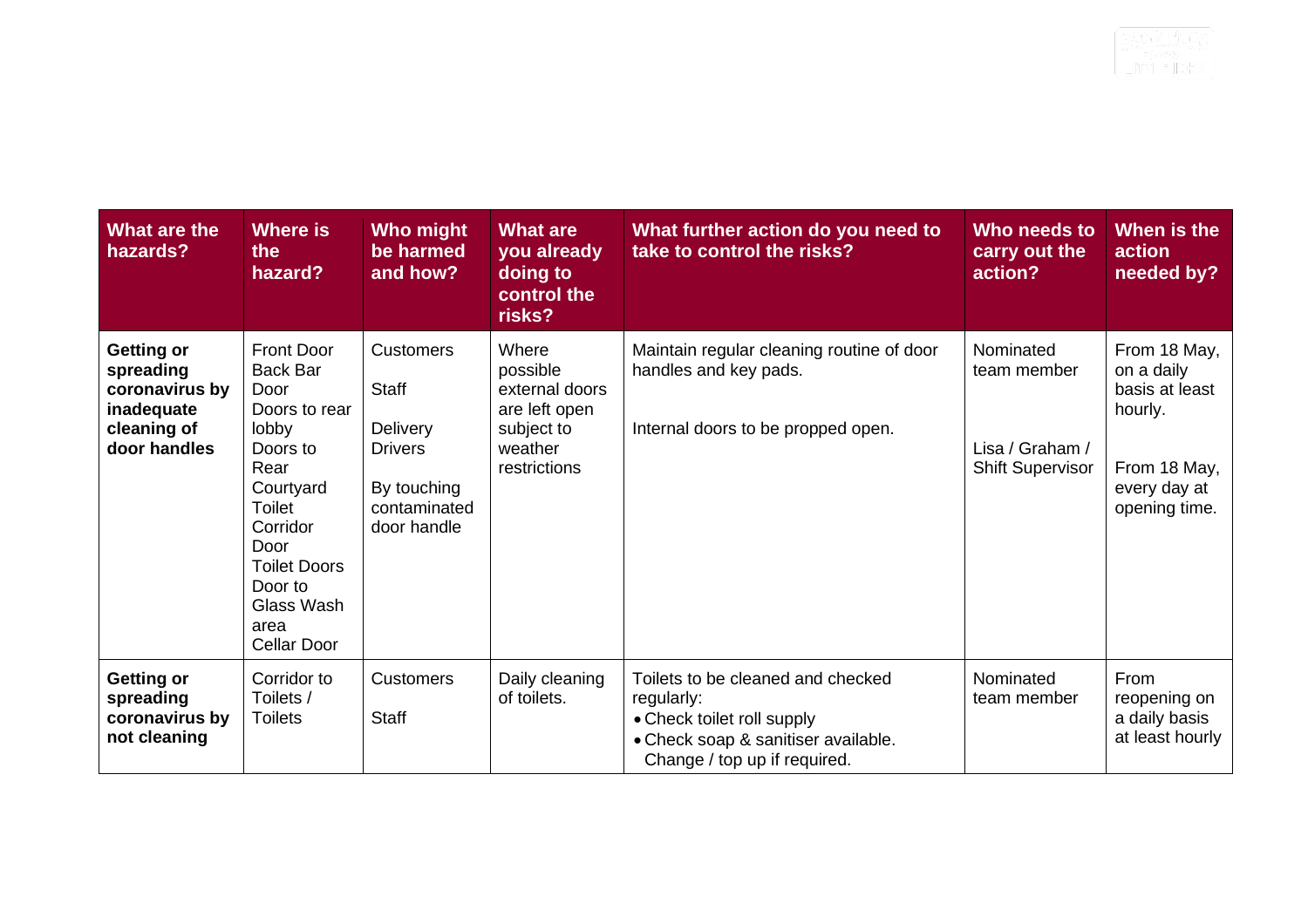| What are the hazards? | Where is the hazard? | Who might be harmed and how? | What are you already doing to control the risks? | What further action do you need to take to control the risks? | Who needs to carry out the action? | When is the action needed by? |
|---|---|---|---|---|---|---|
| **Getting or spreading coronavirus by inadequate cleaning of door handles** | Front Door<br>Back Bar Door<br>Doors to rear lobby<br>Doors to Rear Courtyard<br>Toilet Corridor Door<br>Toilet Doors<br>Door to Glass Wash area<br>Cellar Door | Customers<br><br>Staff<br><br>Delivery Drivers<br><br>By touching contaminated door handle | Where possible external doors are left open subject to weather restrictions | Maintain regular cleaning routine of door handles and key pads.<br><br>Internal doors to be propped open. | Nominated team member<br><br>Lisa / Graham / Shift Supervisor | From 18 May, on a daily basis at least hourly.<br><br>From 18 May, every day at opening time. |
| **Getting or spreading coronavirus by not cleaning** | Corridor to Toilets / Toilets | Customers<br><br>Staff | Daily cleaning of toilets. | Toilets to be cleaned and checked regularly:<br>• Check toilet roll supply<br>• Check soap & sanitiser available. Change / top up if required. | Nominated team member | From reopening on a daily basis at least hourly |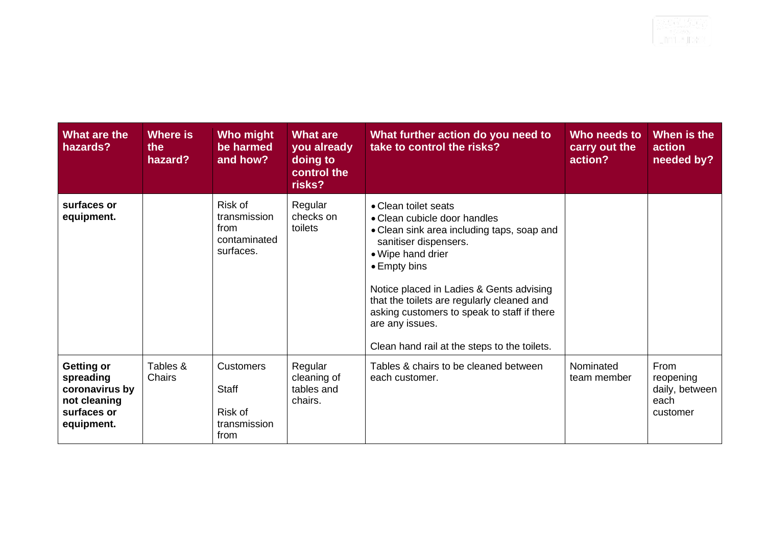| What are the hazards? | Where is the hazard? | Who might be harmed and how? | What are you already doing to control the risks? | What further action do you need to take to control the risks? | Who needs to carry out the action? | When is the action needed by? |
|---|---|---|---|---|---|---|
| **surfaces or equipment.** | | Risk of transmission from contaminated surfaces. | Regular checks on toilets | • Clean toilet seats<br>• Clean cubicle door handles<br>• Clean sink area including taps, soap and sanitiser dispensers.<br>• Wipe hand drier<br>• Empty bins<br><br>Notice placed in Ladies & Gents advising that the toilets are regularly cleaned and asking customers to speak to staff if there are any issues.<br><br>Clean hand rail at the steps to the toilets. | | |
| **Getting or spreading coronavirus by not cleaning surfaces or equipment.** | Tables & Chairs | Customers<br><br>Staff<br><br>Risk of transmission from | Regular cleaning of tables and chairs. | Tables & chairs to be cleaned between each customer. | Nominated team member | From reopening daily, between each customer |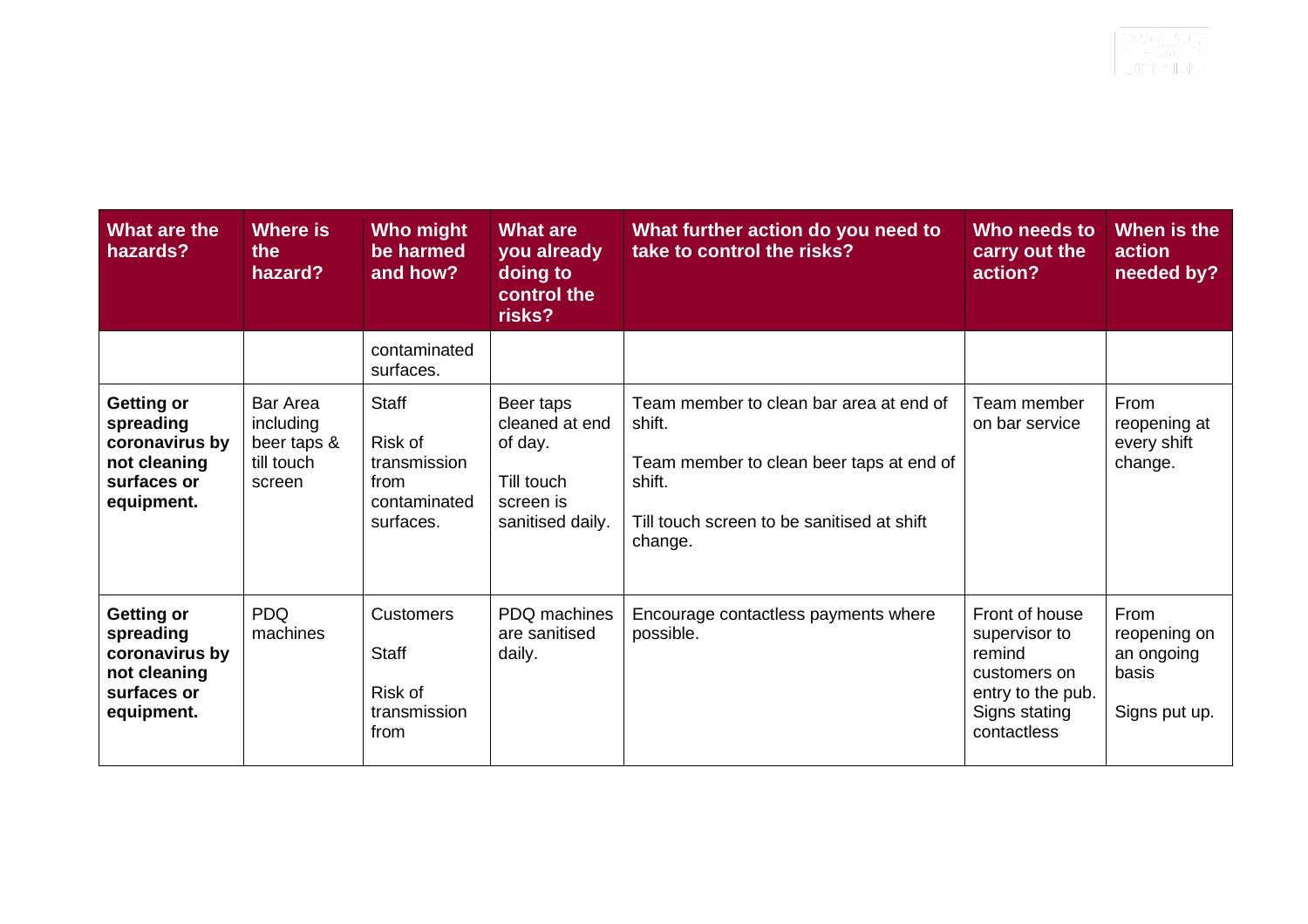| What are the hazards? | Where is the hazard? | Who might be harmed and how? | What are you already doing to control the risks? | What further action do you need to take to control the risks? | Who needs to carry out the action? | When is the action needed by? |
|---|---|---|---|---|---|---|
| | | contaminated surfaces. | | | | |
| **Getting or spreading coronavirus by not cleaning surfaces or equipment.** | Bar Area including beer taps & till touch screen | Staff<br><br>Risk of transmission from contaminated surfaces. | Beer taps cleaned at end of day.<br><br>Till touch screen is sanitised daily. | Team member to clean bar area at end of shift.<br><br>Team member to clean beer taps at end of shift.<br><br>Till touch screen to be sanitised at shift change. | Team member on bar service | From reopening at every shift change. |
| **Getting or spreading coronavirus by not cleaning surfaces or equipment.** | PDQ machines | Customers<br><br>Staff<br><br>Risk of transmission from | PDQ machines are sanitised daily. | Encourage contactless payments where possible. | Front of house supervisor to remind customers on entry to the pub. Signs stating contactless | From reopening on an ongoing basis<br><br>Signs put up. |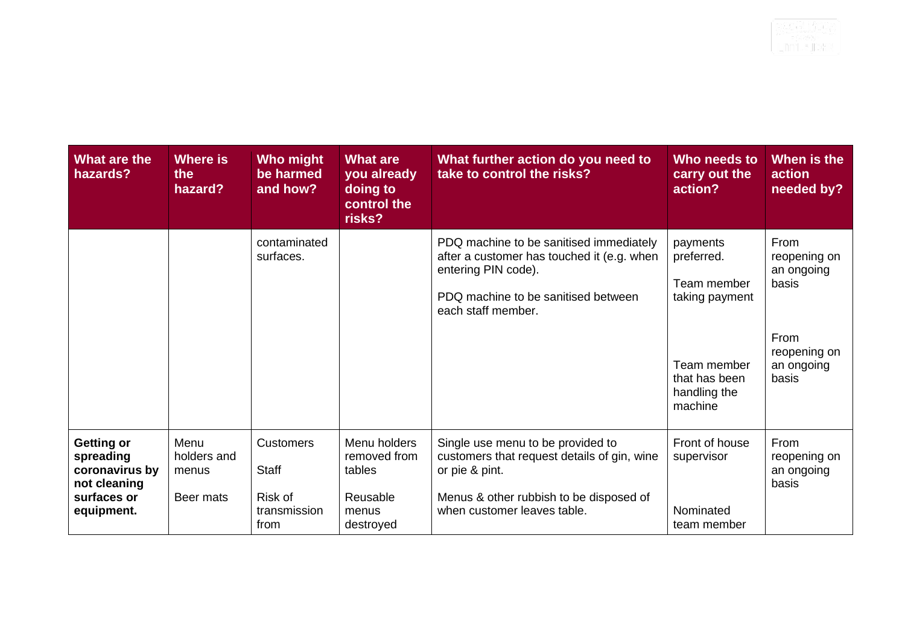| What are the hazards? | Where is the hazard? | Who might be harmed and how? | What are you already doing to control the risks? | What further action do you need to take to control the risks? | Who needs to carry out the action? | When is the action needed by? |
|---|---|---|---|---|---|---|
| | | contaminated surfaces. | | PDQ machine to be sanitised immediately after a customer has touched it (e.g. when entering PIN code).<br><br>PDQ machine to be sanitised between each staff member. | payments preferred.<br><br>Team member taking payment<br><br>Team member that has been handling the machine | From reopening on an ongoing basis<br><br>From reopening on an ongoing basis |
| **Getting or spreading coronavirus by not cleaning surfaces or equipment.** | Menu holders and menus<br><br>Beer mats | Customers<br><br>Staff<br><br>Risk of transmission from | Menu holders removed from tables<br><br>Reusable menus destroyed | Single use menu to be provided to customers that request details of gin, wine or pie & pint.<br><br>Menus & other rubbish to be disposed of when customer leaves table. | Front of house supervisor<br><br>Nominated team member | From reopening on an ongoing basis |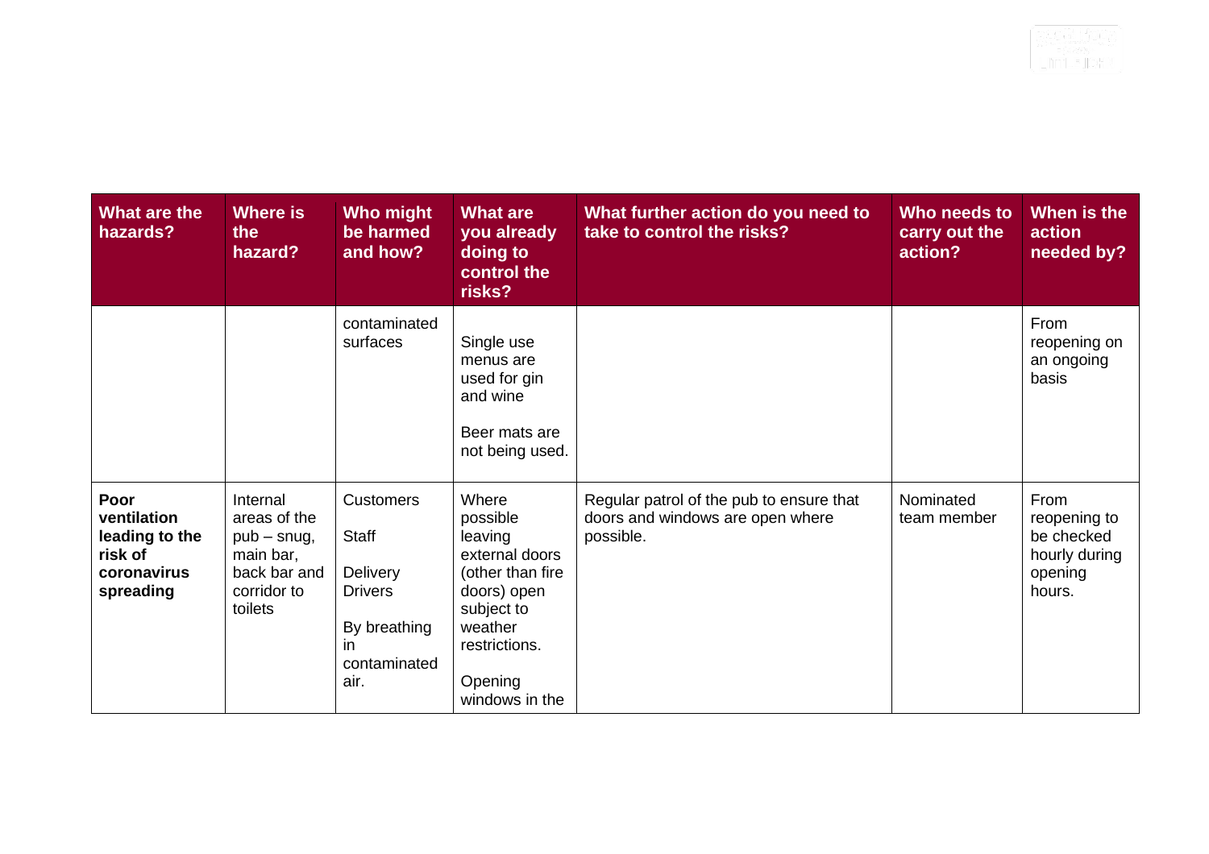| What are the hazards? | Where is the hazard? | Who might be harmed and how? | What are you already doing to control the risks? | What further action do you need to take to control the risks? | Who needs to carry out the action? | When is the action needed by? |
|---|---|---|---|---|---|---|
| | | contaminated surfaces | Single use menus are used for gin and wine<br><br>Beer mats are not being used. | | | From reopening on an ongoing basis |
| **Poor ventilation leading to the risk of coronavirus spreading** | Internal areas of the pub – snug, main bar, back bar and corridor to toilets | Customers<br><br>Staff<br><br>Delivery Drivers<br><br>By breathing in contaminated air. | Where possible leaving external doors (other than fire doors) open subject to weather restrictions.<br><br>Opening windows in the | Regular patrol of the pub to ensure that doors and windows are open where possible. | Nominated team member | From reopening to be checked hourly during opening hours. |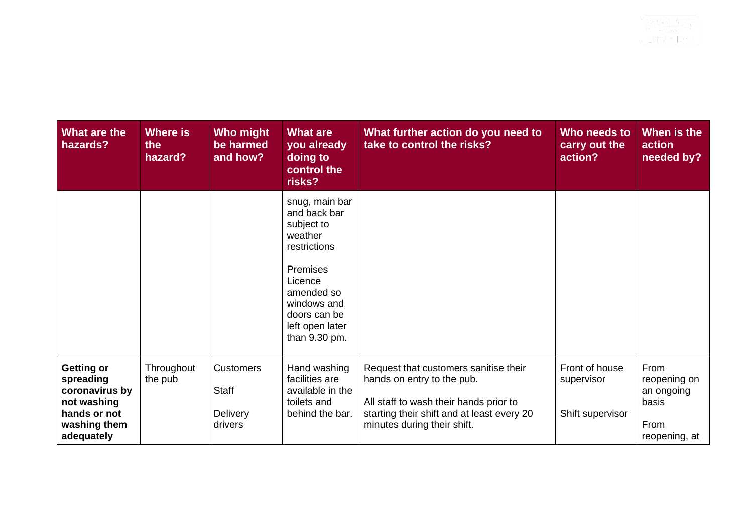| What are the hazards? | Where is the hazard? | Who might be harmed and how? | What are you already doing to control the risks? | What further action do you need to take to control the risks? | Who needs to carry out the action? | When is the action needed by? |
|---|---|---|---|---|---|---|
| | | | snug, main bar and back bar subject to weather restrictions<br><br>Premises Licence amended so windows and doors can be left open later than 9.30 pm. | | | |
| **Getting or spreading coronavirus by not washing hands or not washing them adequately** | Throughout the pub | Customers<br><br>Staff<br><br>Delivery drivers | Hand washing facilities are available in the toilets and behind the bar. | Request that customers sanitise their hands on entry to the pub.<br><br>All staff to wash their hands prior to starting their shift and at least every 20 minutes during their shift. | Front of house supervisor<br><br>Shift supervisor | From reopening on an ongoing basis<br><br>From reopening, at |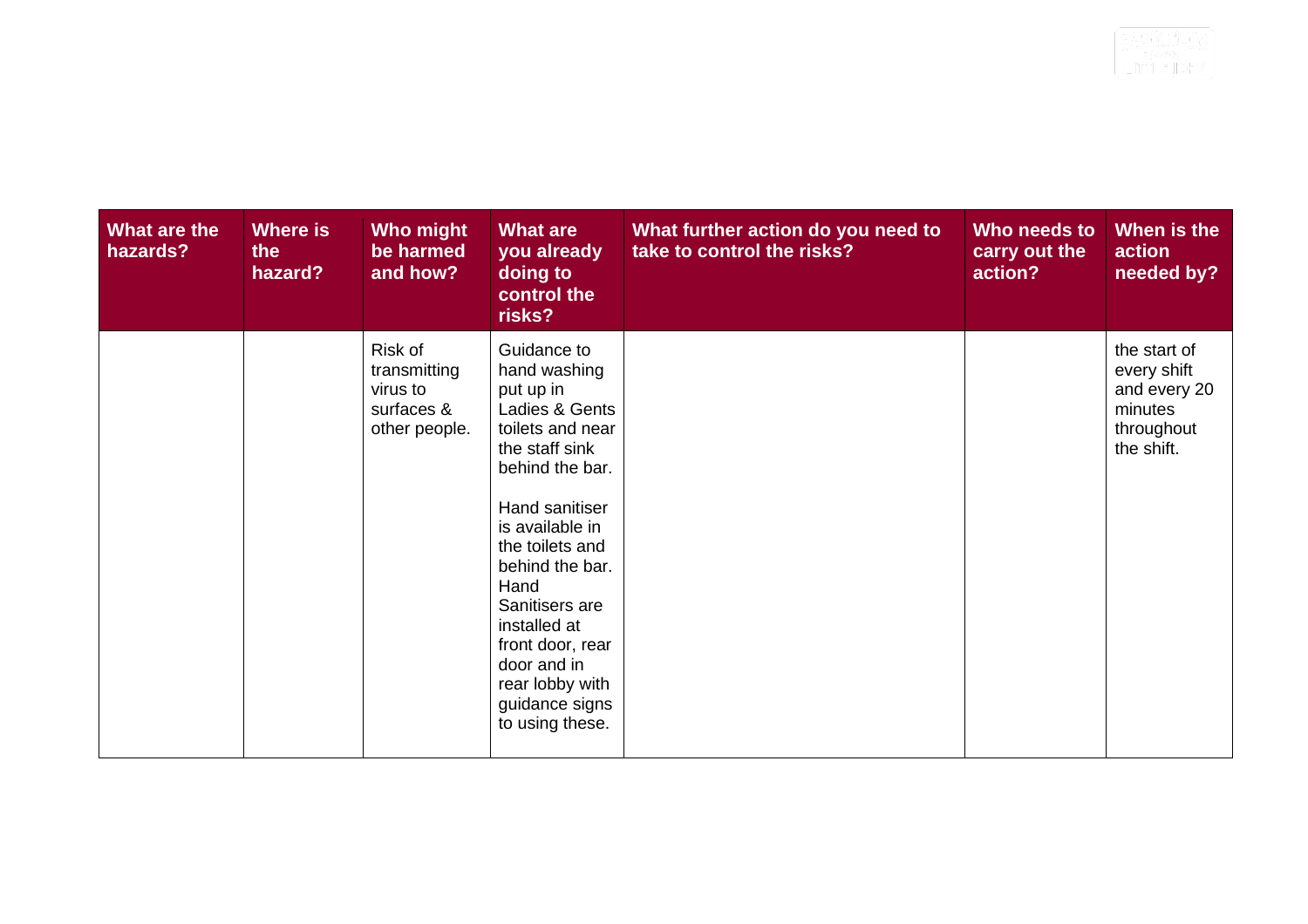| What are the hazards? | Where is the hazard? | Who might be harmed and how? | What are you already doing to control the risks? | What further action do you need to take to control the risks? | Who needs to carry out the action? | When is the action needed by? |
|---|---|---|---|---|---|---|
| | | Risk of transmitting virus to surfaces & other people. | Guidance to hand washing put up in Ladies & Gents toilets and near the staff sink behind the bar.<br><br>Hand sanitiser is available in the toilets and behind the bar. Hand Sanitisers are installed at front door, rear door and in rear lobby with guidance signs to using these. | | | the start of every shift and every 20 minutes throughout the shift. |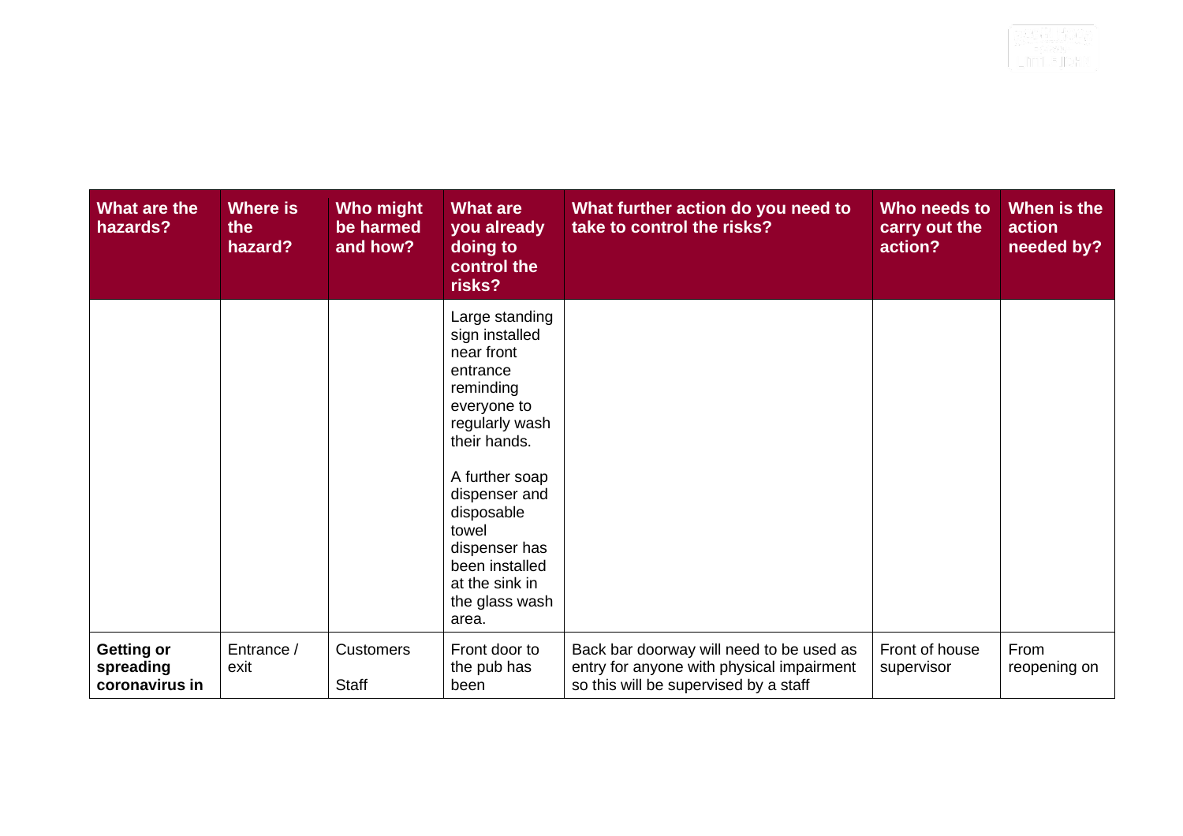| What are the hazards? | Where is the hazard? | Who might be harmed and how? | What are you already doing to control the risks? | What further action do you need to take to control the risks? | Who needs to carry out the action? | When is the action needed by? |
|---|---|---|---|---|---|---|
| | | | Large standing sign installed near front entrance reminding everyone to regularly wash their hands.<br><br>A further soap dispenser and disposable towel dispenser has been installed at the sink in the glass wash area. | | | |
| **Getting or spreading coronavirus in** | Entrance / exit | Customers<br><br>Staff | Front door to the pub has been | Back bar doorway will need to be used as entry for anyone with physical impairment so this will be supervised by a staff | Front of house supervisor | From reopening on |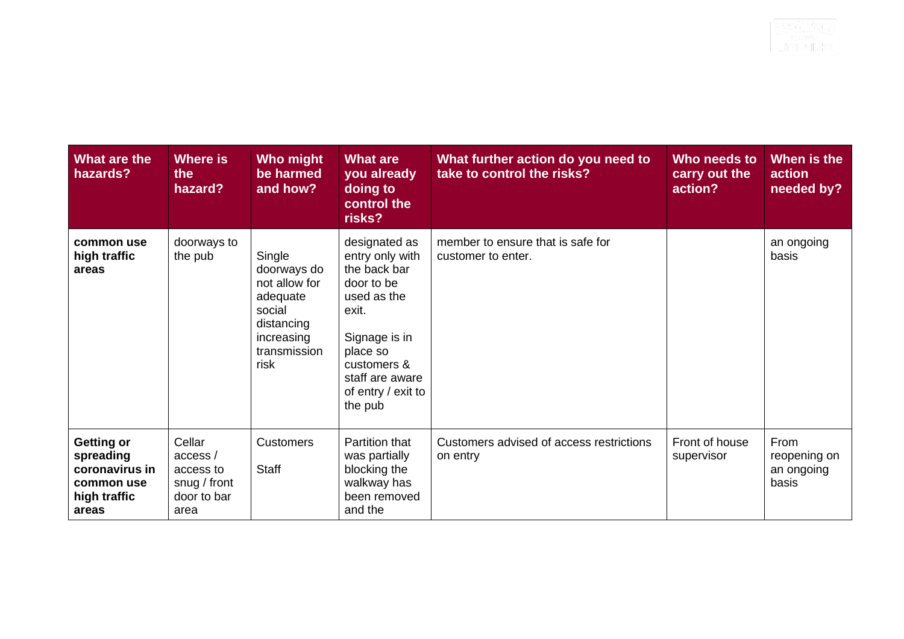| What are the hazards? | Where is the hazard? | Who might be harmed and how? | What are you already doing to control the risks? | What further action do you need to take to control the risks? | Who needs to carry out the action? | When is the action needed by? |
|---|---|---|---|---|---|---|
| **common use high traffic areas** | doorways to the pub | Single doorways do not allow for adequate social distancing increasing transmission risk | designated as entry only with the back bar door to be used as the exit.<br><br>Signage is in place so customers & staff are aware of entry / exit to the pub | member to ensure that is safe for customer to enter. | | an ongoing basis |
| **Getting or spreading coronavirus in common use high traffic areas** | Cellar access / access to snug / front door to bar area | Customers<br><br>Staff | Partition that was partially blocking the walkway has been removed and the | Customers advised of access restrictions on entry | Front of house supervisor | From reopening on an ongoing basis |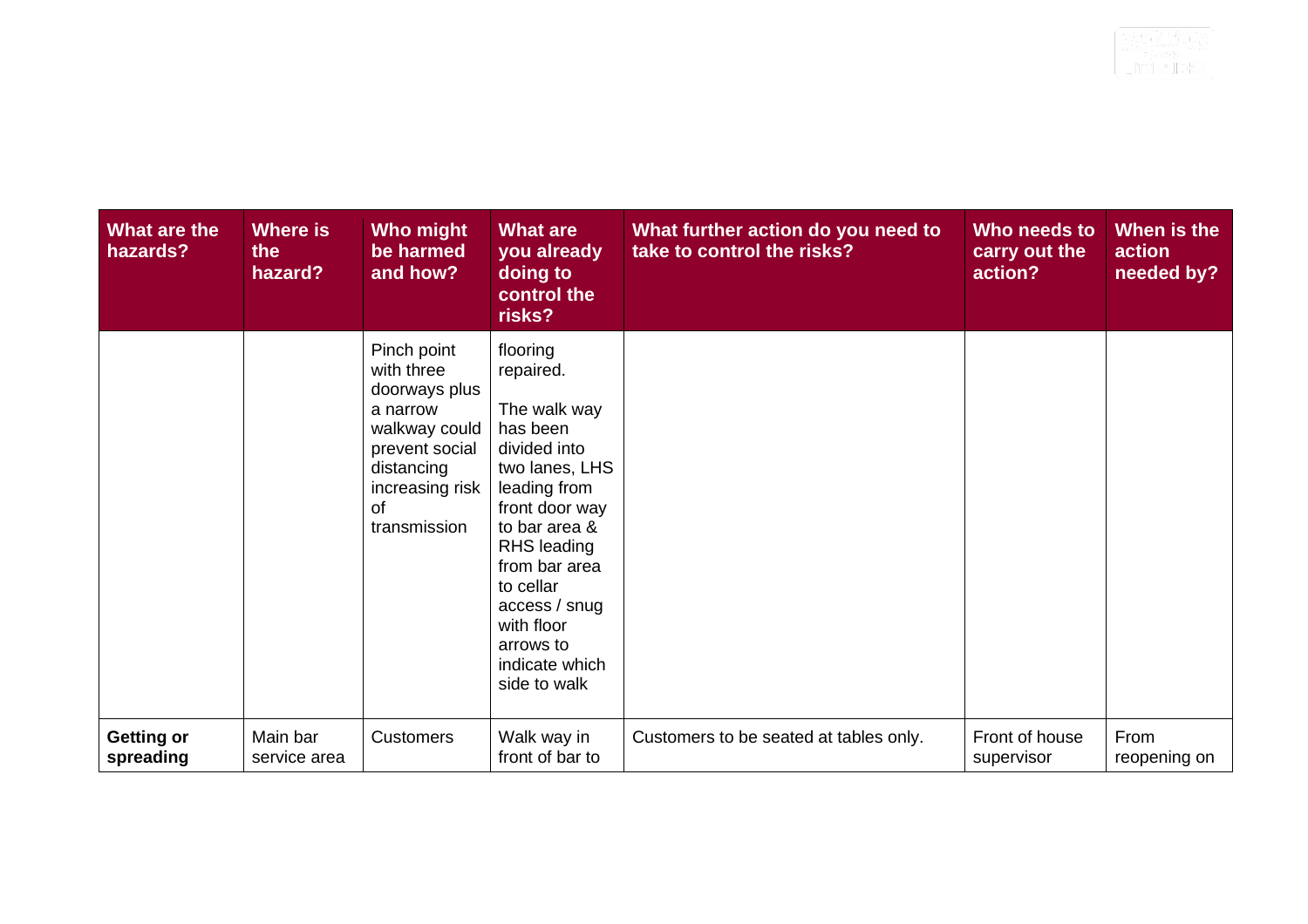| What are the hazards? | Where is the hazard? | Who might be harmed and how? | What are you already doing to control the risks? | What further action do you need to take to control the risks? | Who needs to carry out the action? | When is the action needed by? |
|---|---|---|---|---|---|---|
| | | Pinch point with three doorways plus a narrow walkway could prevent social distancing increasing risk of transmission | flooring repaired.<br><br>The walk way has been divided into two lanes, LHS leading from front door way to bar area & RHS leading from bar area to cellar access / snug with floor arrows to indicate which side to walk | | | |
| **Getting or spreading** | Main bar service area | Customers | Walk way in front of bar to | Customers to be seated at tables only. | Front of house supervisor | From reopening on |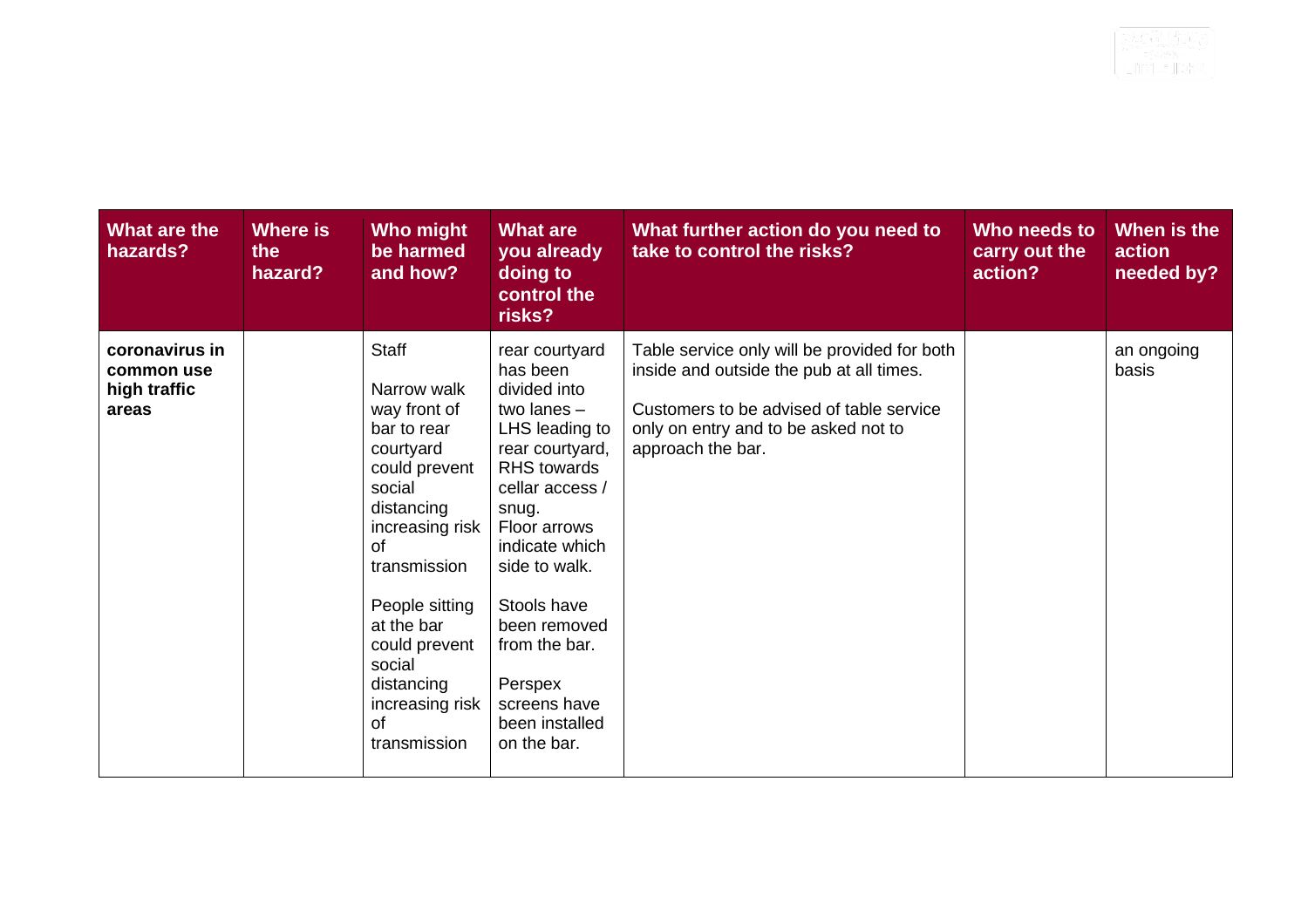| What are the hazards? | Where is the hazard? | Who might be harmed and how? | What are you already doing to control the risks? | What further action do you need to take to control the risks? | Who needs to carry out the action? | When is the action needed by? |
|---|---|---|---|---|---|---|
| **coronavirus in common use high traffic areas** | | Staff<br><br>Narrow walk way front of bar to rear courtyard could prevent social distancing increasing risk of transmission<br><br>People sitting at the bar could prevent social distancing increasing risk of transmission | rear courtyard has been divided into two lanes – LHS leading to rear courtyard, RHS towards cellar access / snug. Floor arrows indicate which side to walk.<br><br>Stools have been removed from the bar.<br><br>Perspex screens have been installed on the bar. | Table service only will be provided for both inside and outside the pub at all times.<br><br>Customers to be advised of table service only on entry and to be asked not to approach the bar. | | an ongoing basis |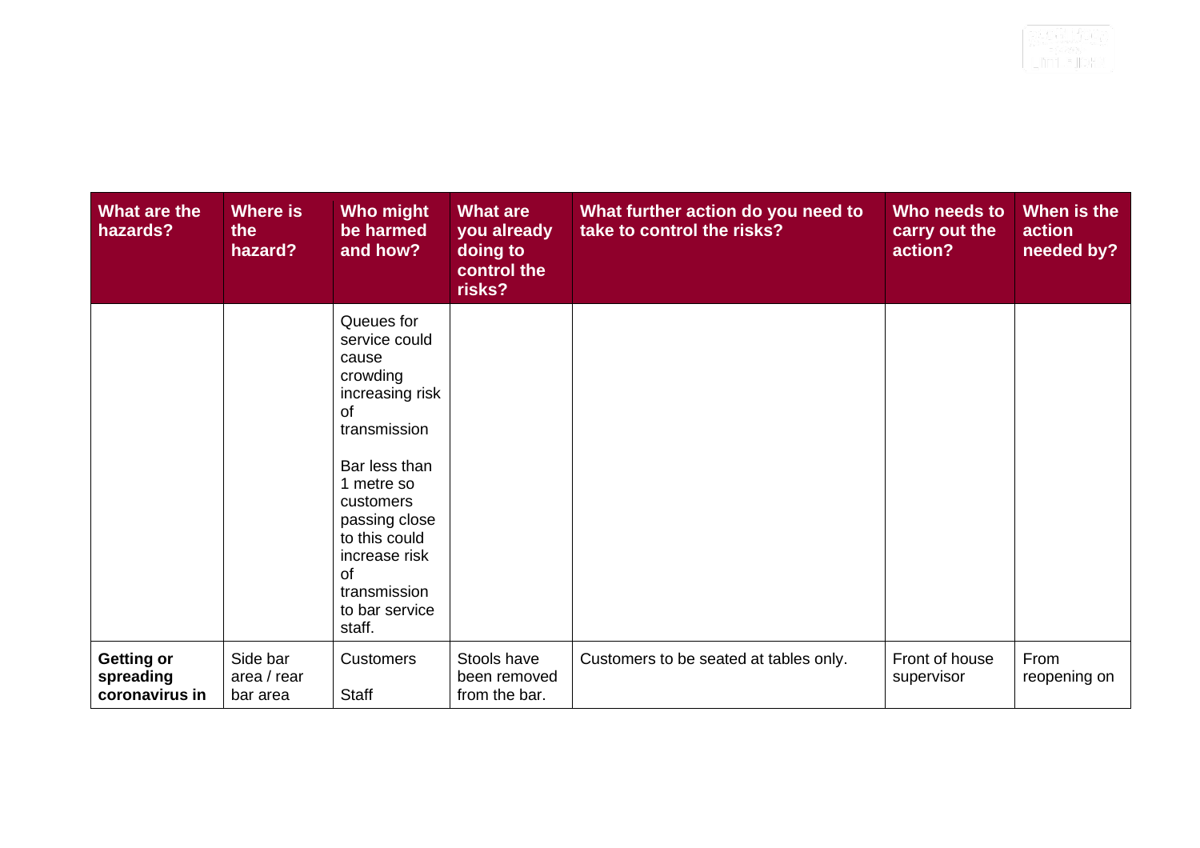| What are the hazards? | Where is the hazard? | Who might be harmed and how? | What are you already doing to control the risks? | What further action do you need to take to control the risks? | Who needs to carry out the action? | When is the action needed by? |
|---|---|---|---|---|---|---|
| | | Queues for service could cause crowding increasing risk of transmission<br><br>Bar less than 1 metre so customers passing close to this could increase risk of transmission to bar service staff. | | | | |
| **Getting or spreading coronavirus in** | Side bar area / rear bar area | Customers<br><br>Staff | Stools have been removed from the bar. | Customers to be seated at tables only. | Front of house supervisor | From reopening on |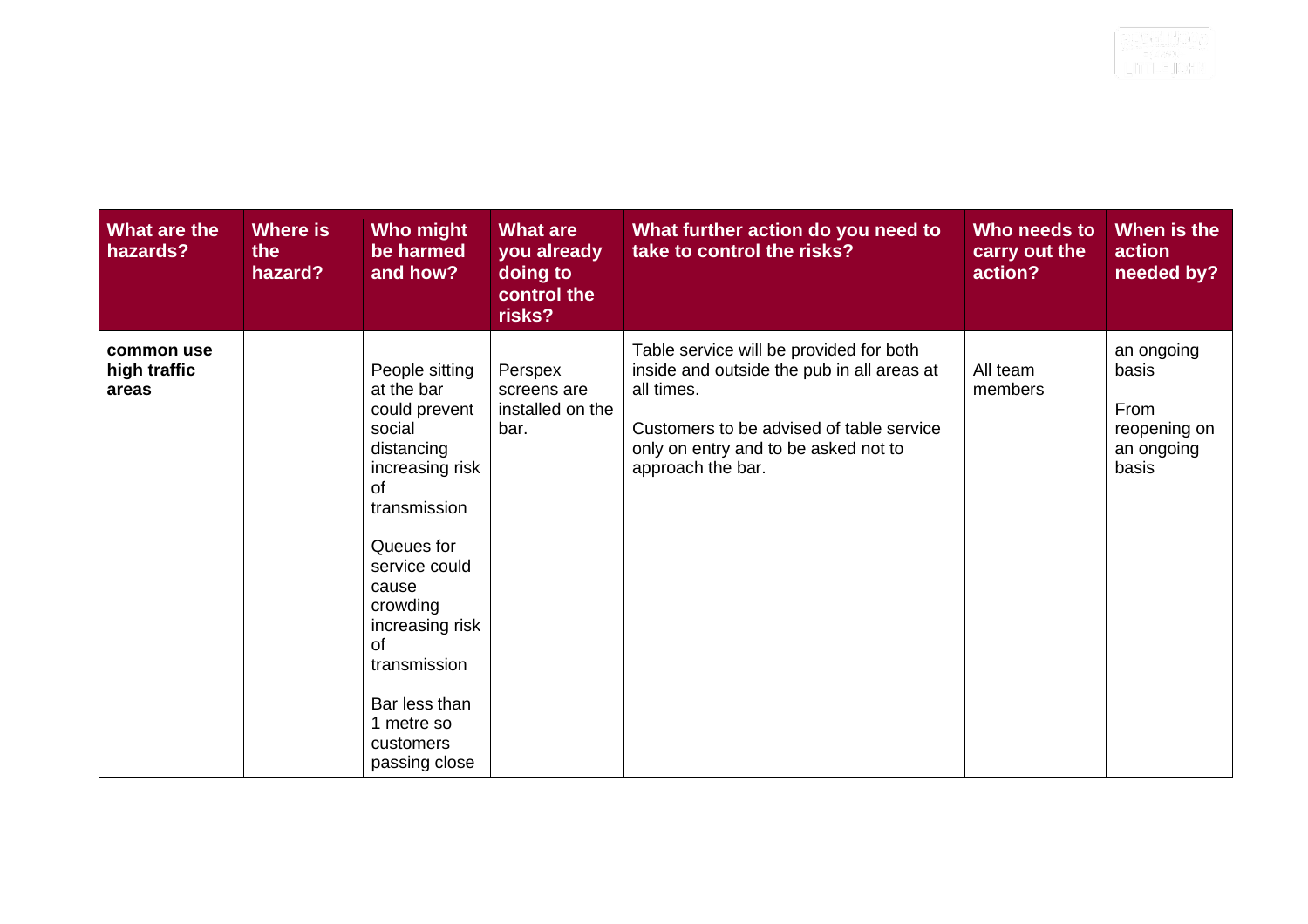| What are the hazards? | Where is the hazard? | Who might be harmed and how? | What are you already doing to control the risks? | What further action do you need to take to control the risks? | Who needs to carry out the action? | When is the action needed by? |
|---|---|---|---|---|---|---|
| **common use high traffic areas** | | People sitting at the bar could prevent social distancing increasing risk of transmission<br><br>Queues for service could cause crowding increasing risk of transmission<br><br>Bar less than 1 metre so customers passing close | Perspex screens are installed on the bar. | Table service will be provided for both inside and outside the pub in all areas at all times.<br><br>Customers to be advised of table service only on entry and to be asked not to approach the bar. | All team members | an ongoing basis<br><br>From reopening on an ongoing basis |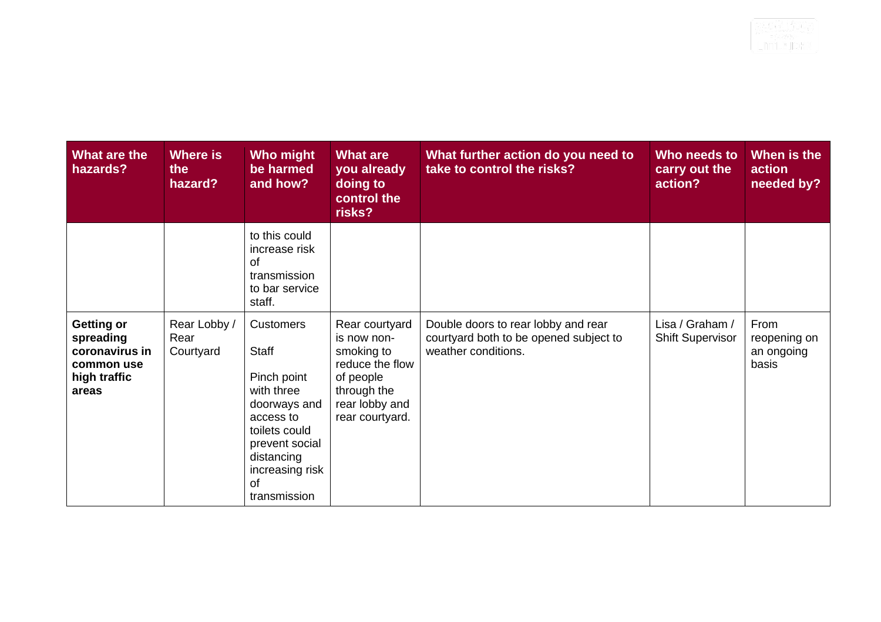| What are the hazards? | Where is the hazard? | Who might be harmed and how? | What are you already doing to control the risks? | What further action do you need to take to control the risks? | Who needs to carry out the action? | When is the action needed by? |
|---|---|---|---|---|---|---|
| | | to this could increase risk of transmission to bar service staff. | | | | |
| **Getting or spreading coronavirus in common use high traffic areas** | Rear Lobby / Rear Courtyard | Customers<br><br>Staff<br><br>Pinch point with three doorways and access to toilets could prevent social distancing increasing risk of transmission | Rear courtyard is now non-smoking to reduce the flow of people through the rear lobby and rear courtyard. | Double doors to rear lobby and rear courtyard both to be opened subject to weather conditions. | Lisa / Graham / Shift Supervisor | From reopening on an ongoing basis |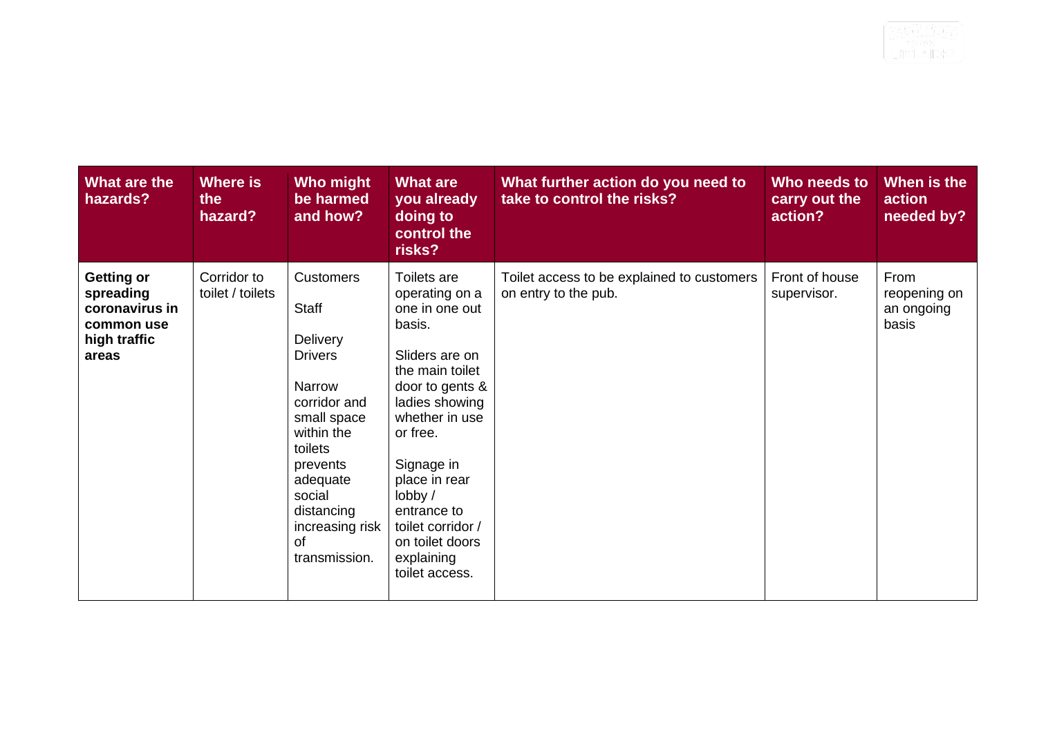| What are the hazards? | Where is the hazard? | Who might be harmed and how? | What are you already doing to control the risks? | What further action do you need to take to control the risks? | Who needs to carry out the action? | When is the action needed by? |
|---|---|---|---|---|---|---|
| **Getting or spreading coronavirus in common use high traffic areas** | Corridor to toilet / toilets | Customers<br><br>Staff<br><br>Delivery Drivers<br><br>Narrow corridor and small space within the toilets prevents adequate social distancing increasing risk of transmission. | Toilets are operating on a one in one out basis.<br><br>Sliders are on the main toilet door to gents & ladies showing whether in use or free.<br><br>Signage in place in rear lobby / entrance to toilet corridor / on toilet doors explaining toilet access. | Toilet access to be explained to customers on entry to the pub. | Front of house supervisor. | From reopening on an ongoing basis |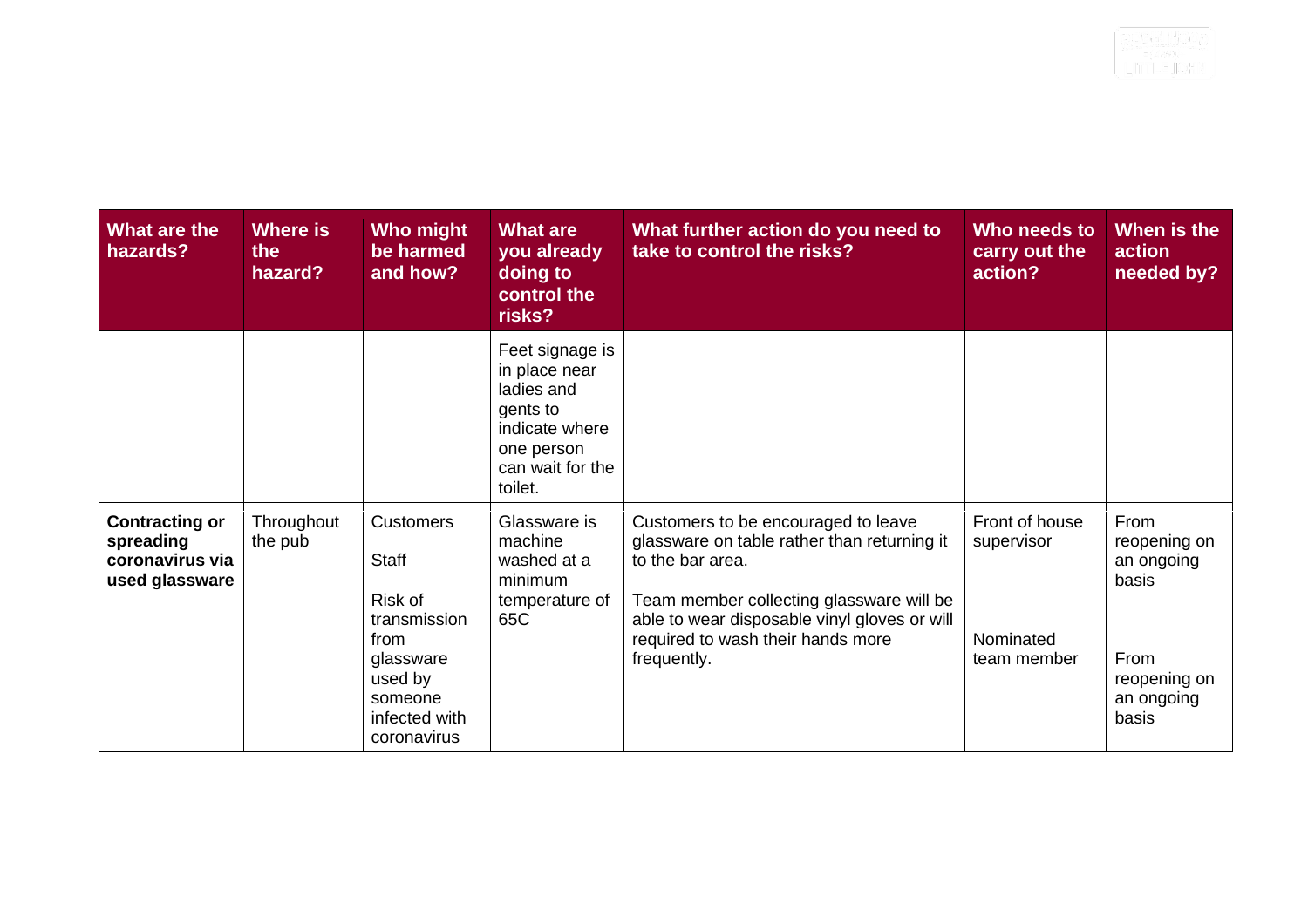| What are the hazards? | Where is the hazard? | Who might be harmed and how? | What are you already doing to control the risks? | What further action do you need to take to control the risks? | Who needs to carry out the action? | When is the action needed by? |
|---|---|---|---|---|---|---|
| | | | Feet signage is in place near ladies and gents to indicate where one person can wait for the toilet. | | | |
| **Contracting or spreading coronavirus via used glassware** | Throughout the pub | Customers<br><br>Staff<br><br>Risk of transmission from glassware used by someone infected with coronavirus | Glassware is machine washed at a minimum temperature of 65C | Customers to be encouraged to leave glassware on table rather than returning it to the bar area.<br><br>Team member collecting glassware will be able to wear disposable vinyl gloves or will required to wash their hands more frequently. | Front of house supervisor<br><br>Nominated team member | From reopening on an ongoing basis<br><br>From reopening on an ongoing basis |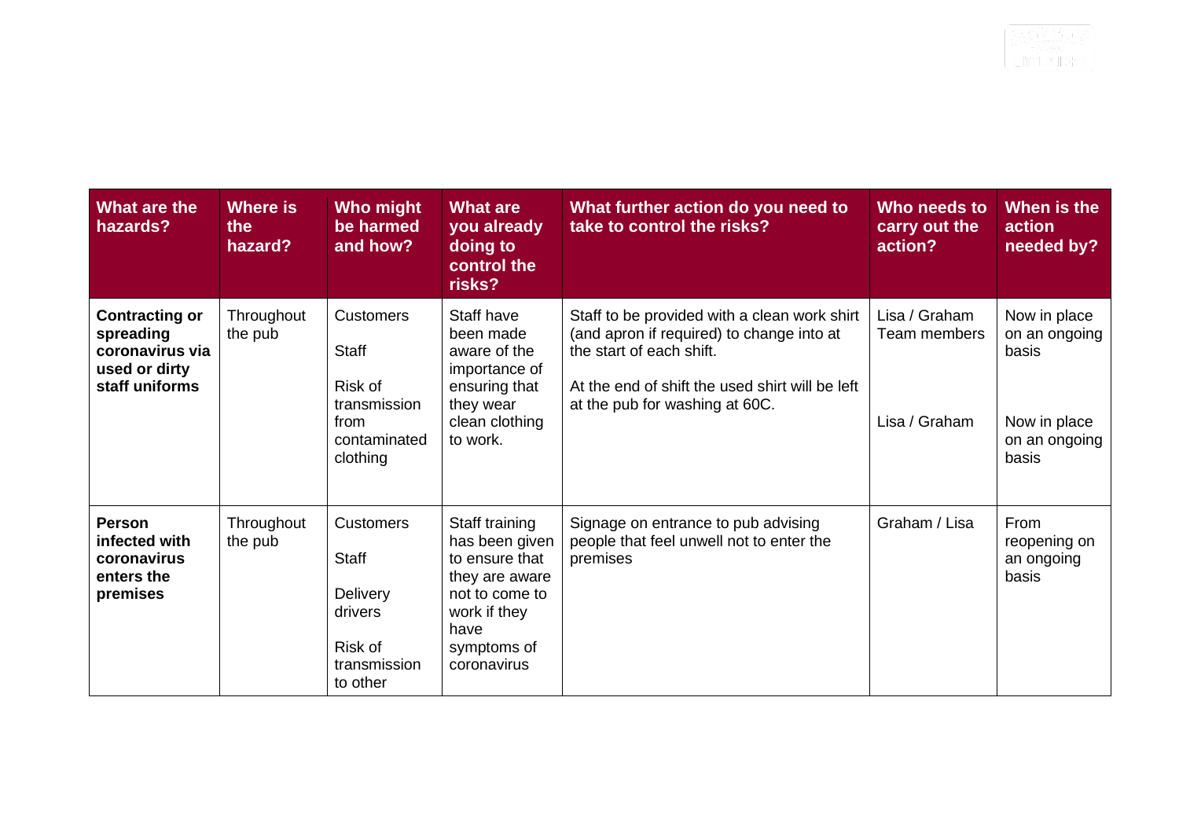| What are the hazards? | Where is the hazard? | Who might be harmed and how? | What are you already doing to control the risks? | What further action do you need to take to control the risks? | Who needs to carry out the action? | When is the action needed by? |
|---|---|---|---|---|---|---|
| **Contracting or spreading coronavirus via used or dirty staff uniforms** | Throughout the pub | Customers<br><br>Staff<br><br>Risk of transmission from contaminated clothing | Staff have been made aware of the importance of ensuring that they wear clean clothing to work. | Staff to be provided with a clean work shirt (and apron if required) to change into at the start of each shift.<br><br>At the end of shift the used shirt will be left at the pub for washing at 60C. | Lisa / Graham<br>Team members<br><br>Lisa / Graham | Now in place on an ongoing basis<br><br>Now in place on an ongoing basis |
| **Person infected with coronavirus enters the premises** | Throughout the pub | Customers<br><br>Staff<br><br>Delivery drivers<br><br>Risk of transmission to other | Staff training has been given to ensure that they are aware not to come to work if they have symptoms of coronavirus | Signage on entrance to pub advising people that feel unwell not to enter the premises | Graham / Lisa | From reopening on an ongoing basis |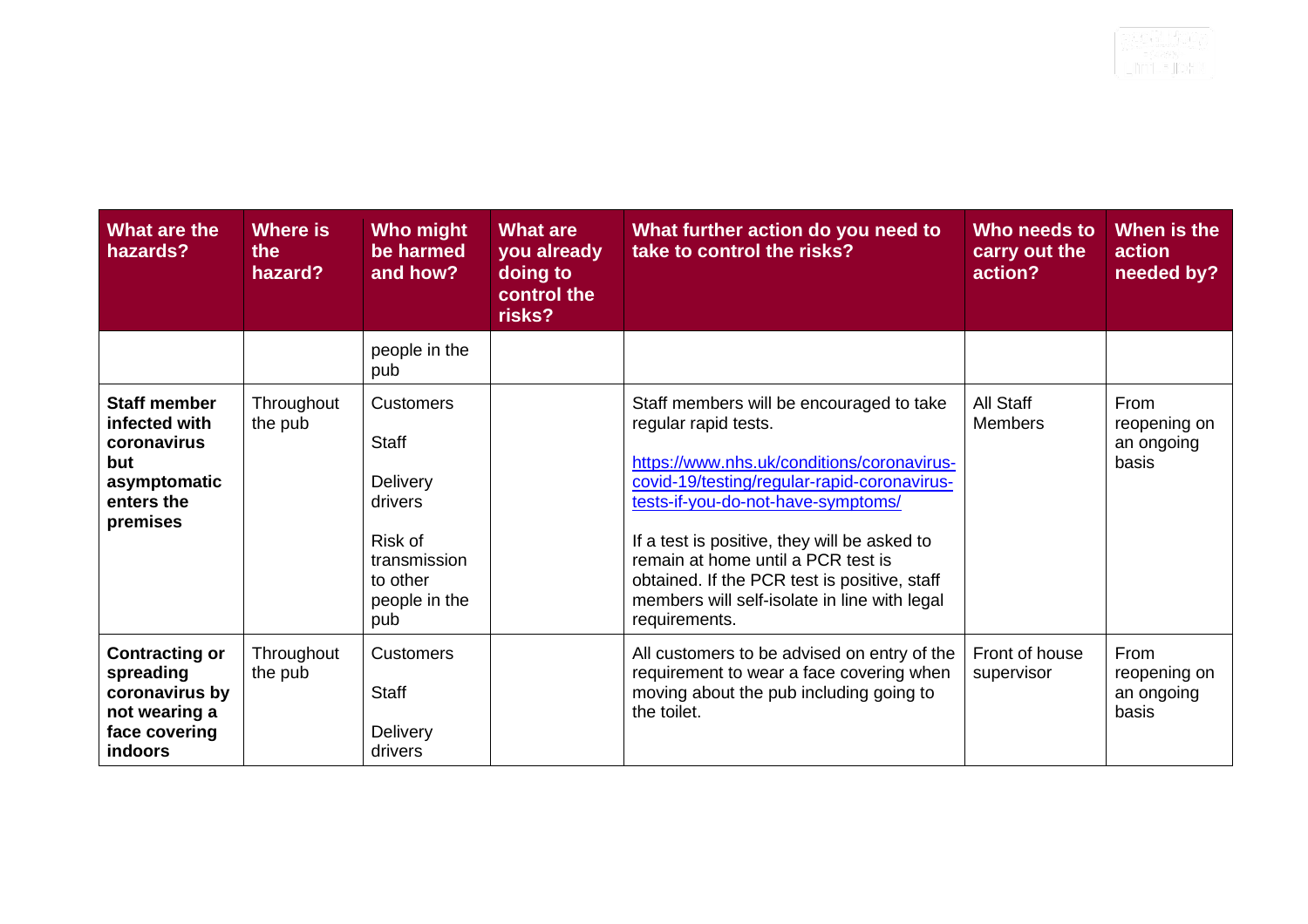| What are the hazards? | Where is the hazard? | Who might be harmed and how? | What are you already doing to control the risks? | What further action do you need to take to control the risks? | Who needs to carry out the action? | When is the action needed by? |
|---|---|---|---|---|---|---|
| | | people in the pub | | | | |
| **Staff member infected with coronavirus but asymptomatic enters the premises** | Throughout the pub | Customers<br><br>Staff<br><br>Delivery drivers<br><br>Risk of transmission to other people in the pub | | Staff members will be encouraged to take regular rapid tests.<br><br>[https://www.nhs.uk/conditions/coronavirus-covid-19/testing/regular-rapid-coronavirus-tests-if-you-do-not-have-symptoms/](https://www.nhs.uk/conditions/coronavirus-covid-19/testing/regular-rapid-coronavirus-tests-if-you-do-not-have-symptoms/)<br><br>If a test is positive, they will be asked to remain at home until a PCR test is obtained. If the PCR test is positive, staff members will self-isolate in line with legal requirements. | All Staff Members | From reopening on an ongoing basis |
| **Contracting or spreading coronavirus by not wearing a face covering indoors** | Throughout the pub | Customers<br><br>Staff<br><br>Delivery drivers | | All customers to be advised on entry of the requirement to wear a face covering when moving about the pub including going to the toilet. | Front of house supervisor | From reopening on an ongoing basis |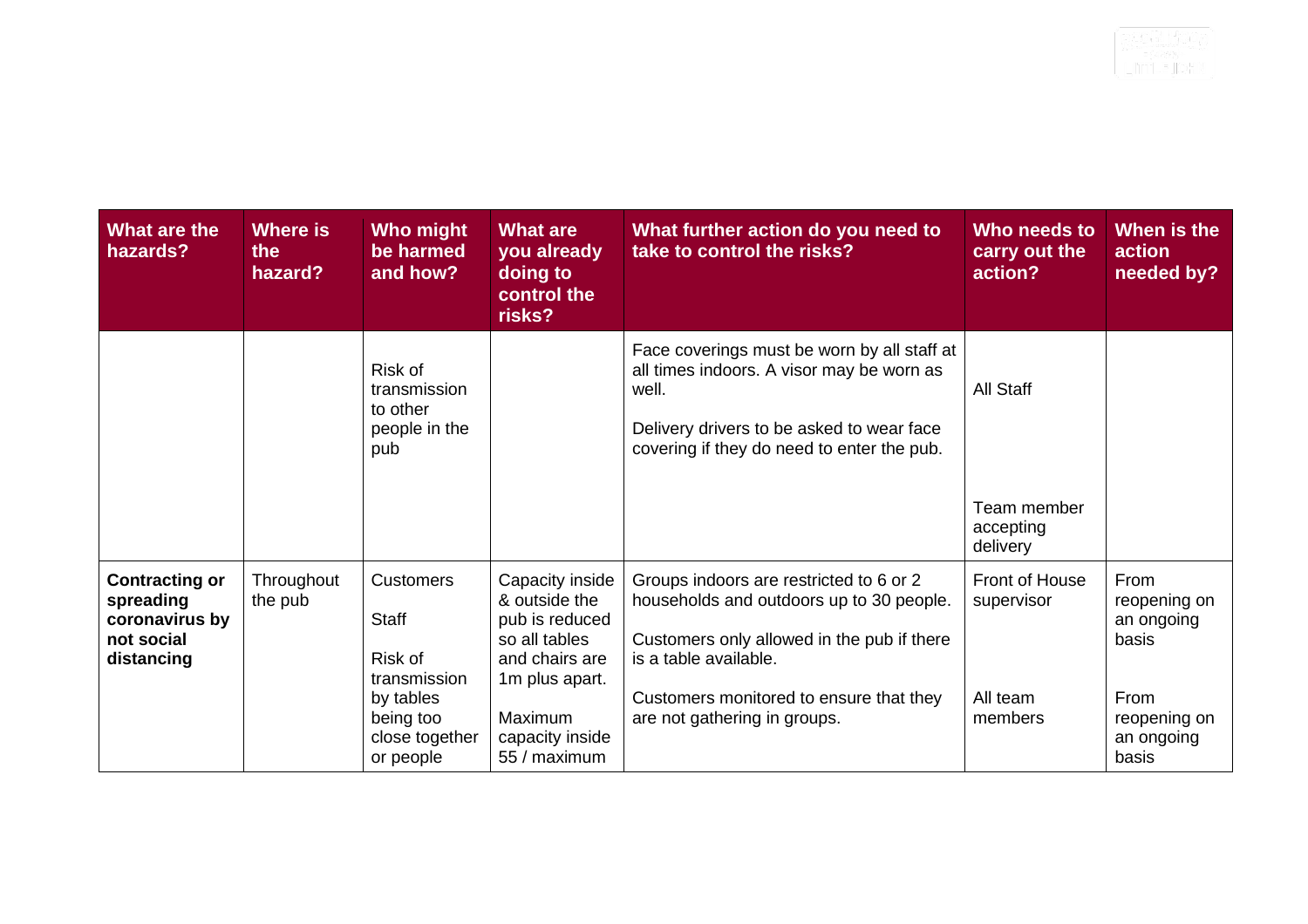| What are the hazards? | Where is the hazard? | Who might be harmed and how? | What are you already doing to control the risks? | What further action do you need to take to control the risks? | Who needs to carry out the action? | When is the action needed by? |
|---|---|---|---|---|---|---|
| | | Risk of transmission to other people in the pub | | Face coverings must be worn by all staff at all times indoors. A visor may be worn as well.<br><br>Delivery drivers to be asked to wear face covering if they do need to enter the pub. | All Staff<br><br>Team member accepting delivery | |
| **Contracting or spreading coronavirus by not social distancing** | Throughout the pub | Customers<br><br>Staff<br><br>Risk of transmission by tables being too close together or people | Capacity inside & outside the pub is reduced so all tables and chairs are 1m plus apart.<br><br>Maximum capacity inside 55 / maximum | Groups indoors are restricted to 6 or 2 households and outdoors up to 30 people.<br><br>Customers only allowed in the pub if there is a table available.<br><br>Customers monitored to ensure that they are not gathering in groups. | Front of House supervisor<br><br>All team members | From reopening on an ongoing basis<br><br>From reopening on an ongoing basis |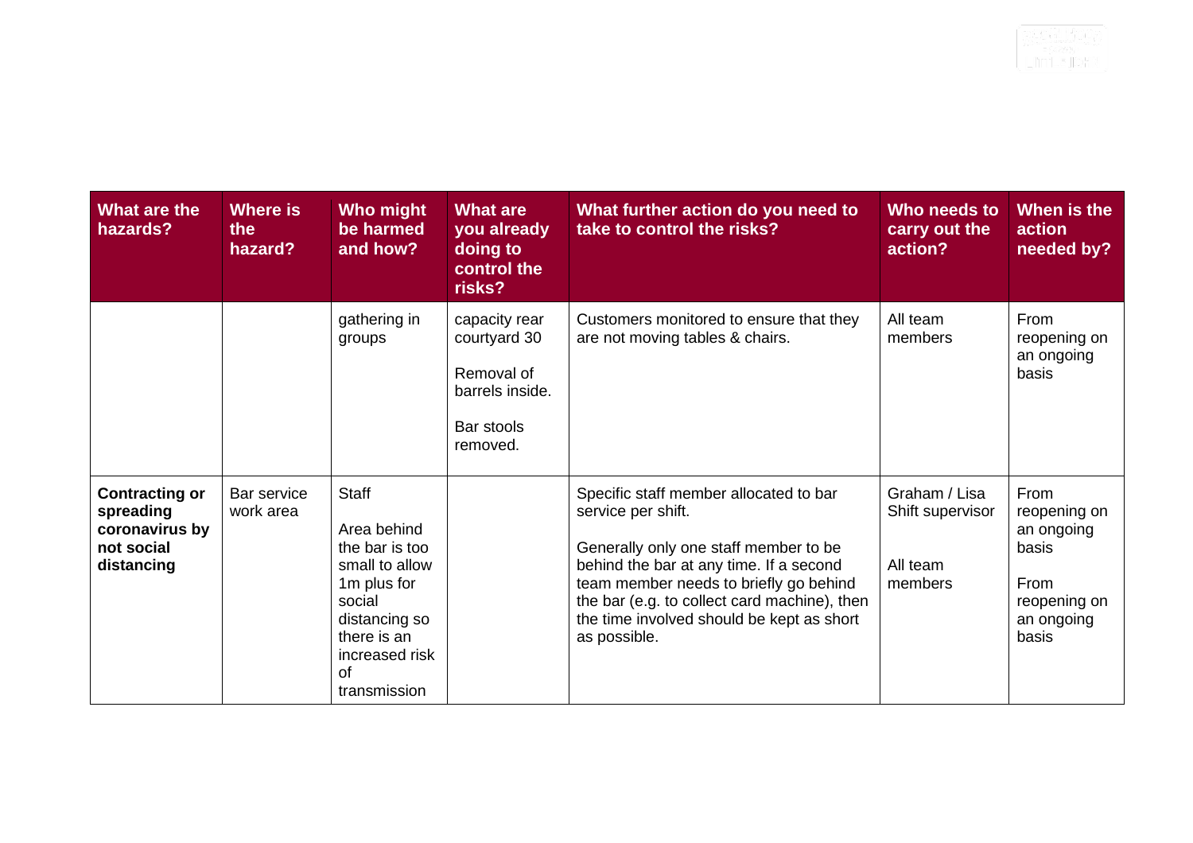| What are the hazards? | Where is the hazard? | Who might be harmed and how? | What are you already doing to control the risks? | What further action do you need to take to control the risks? | Who needs to carry out the action? | When is the action needed by? |
|---|---|---|---|---|---|---|
| | | gathering in groups | capacity rear courtyard 30<br><br>Removal of barrels inside.<br><br>Bar stools removed. | Customers monitored to ensure that they are not moving tables & chairs. | All team members | From reopening on an ongoing basis |
| **Contracting or spreading coronavirus by not social distancing** | Bar service work area | Staff<br><br>Area behind the bar is too small to allow 1m plus for social distancing so there is an increased risk of transmission | | Specific staff member allocated to bar service per shift.<br><br>Generally only one staff member to be behind the bar at any time. If a second team member needs to briefly go behind the bar (e.g. to collect card machine), then the time involved should be kept as short as possible. | Graham / Lisa Shift supervisor<br><br>All team members | From reopening on an ongoing basis<br><br>From reopening on an ongoing basis |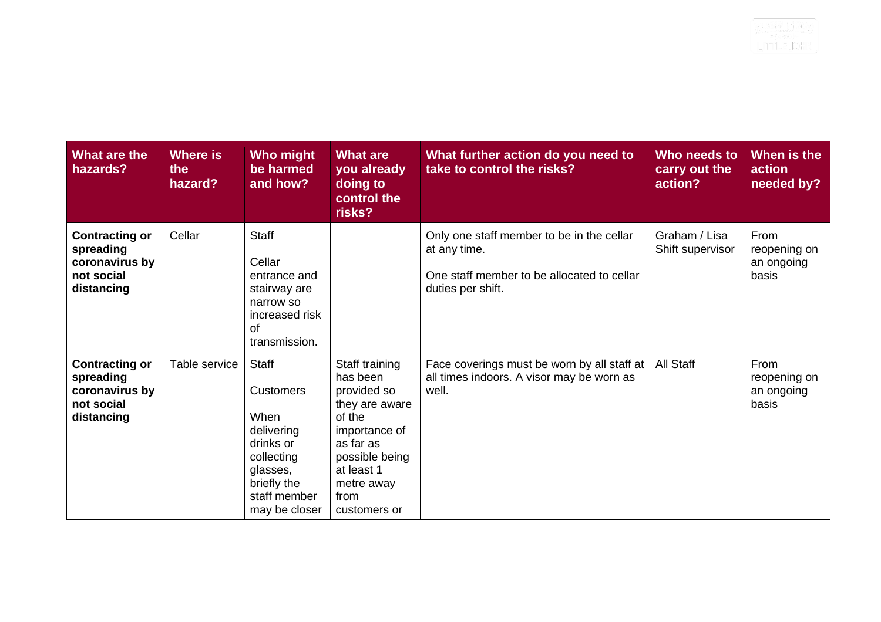| What are the hazards? | Where is the hazard? | Who might be harmed and how? | What are you already doing to control the risks? | What further action do you need to take to control the risks? | Who needs to carry out the action? | When is the action needed by? |
|---|---|---|---|---|---|---|
| **Contracting or spreading coronavirus by not social distancing** | Cellar | Staff<br><br>Cellar entrance and stairway are narrow so increased risk of transmission. | | Only one staff member to be in the cellar at any time.<br><br>One staff member to be allocated to cellar duties per shift. | Graham / Lisa Shift supervisor | From reopening on an ongoing basis |
| **Contracting or spreading coronavirus by not social distancing** | Table service | Staff<br><br>Customers<br><br>When delivering drinks or collecting glasses, briefly the staff member may be closer | Staff training has been provided so they are aware of the importance of as far as possible being at least 1 metre away from customers or | Face coverings must be worn by all staff at all times indoors. A visor may be worn as well. | All Staff | From reopening on an ongoing basis |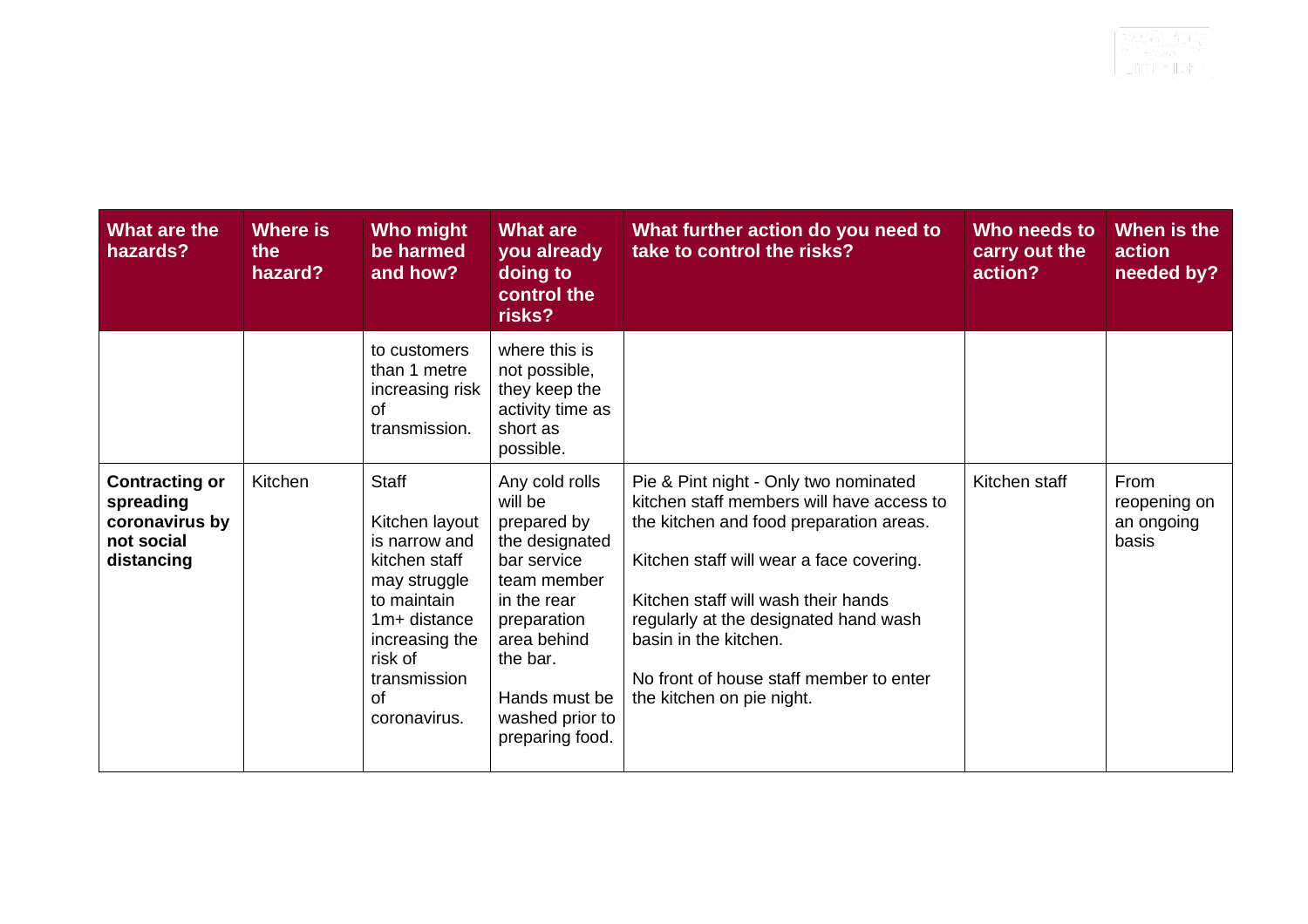| What are the hazards? | Where is the hazard? | Who might be harmed and how? | What are you already doing to control the risks? | What further action do you need to take to control the risks? | Who needs to carry out the action? | When is the action needed by? |
|---|---|---|---|---|---|---|
| | | to customers than 1 metre increasing risk of transmission. | where this is not possible, they keep the activity time as short as possible. | | | |
| **Contracting or spreading coronavirus by not social distancing** | Kitchen | Staff<br><br>Kitchen layout is narrow and kitchen staff may struggle to maintain 1m+ distance increasing the risk of transmission of coronavirus. | Any cold rolls will be prepared by the designated bar service team member in the rear preparation area behind the bar.<br><br>Hands must be washed prior to preparing food. | Pie & Pint night - Only two nominated kitchen staff members will have access to the kitchen and food preparation areas.<br><br>Kitchen staff will wear a face covering.<br><br>Kitchen staff will wash their hands regularly at the designated hand wash basin in the kitchen.<br><br>No front of house staff member to enter the kitchen on pie night. | Kitchen staff | From reopening on an ongoing basis |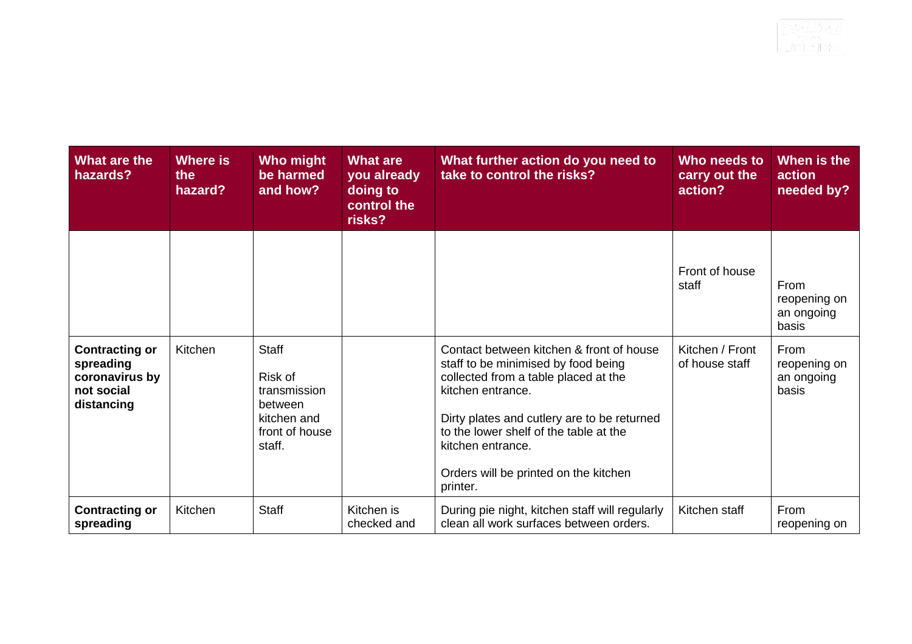| What are the hazards? | Where is the hazard? | Who might be harmed and how? | What are you already doing to control the risks? | What further action do you need to take to control the risks? | Who needs to carry out the action? | When is the action needed by? |
|---|---|---|---|---|---|---|
| | | | | | Front of house staff | From reopening on an ongoing basis |
| **Contracting or spreading coronavirus by not social distancing** | Kitchen | Staff<br><br>Risk of transmission between kitchen and front of house staff. | | Contact between kitchen & front of house staff to be minimised by food being collected from a table placed at the kitchen entrance.<br><br>Dirty plates and cutlery are to be returned to the lower shelf of the table at the kitchen entrance.<br><br>Orders will be printed on the kitchen printer. | Kitchen / Front of house staff | From reopening on an ongoing basis |
| **Contracting or spreading** | Kitchen | Staff | Kitchen is checked and | During pie night, kitchen staff will regularly clean all work surfaces between orders. | Kitchen staff | From reopening on |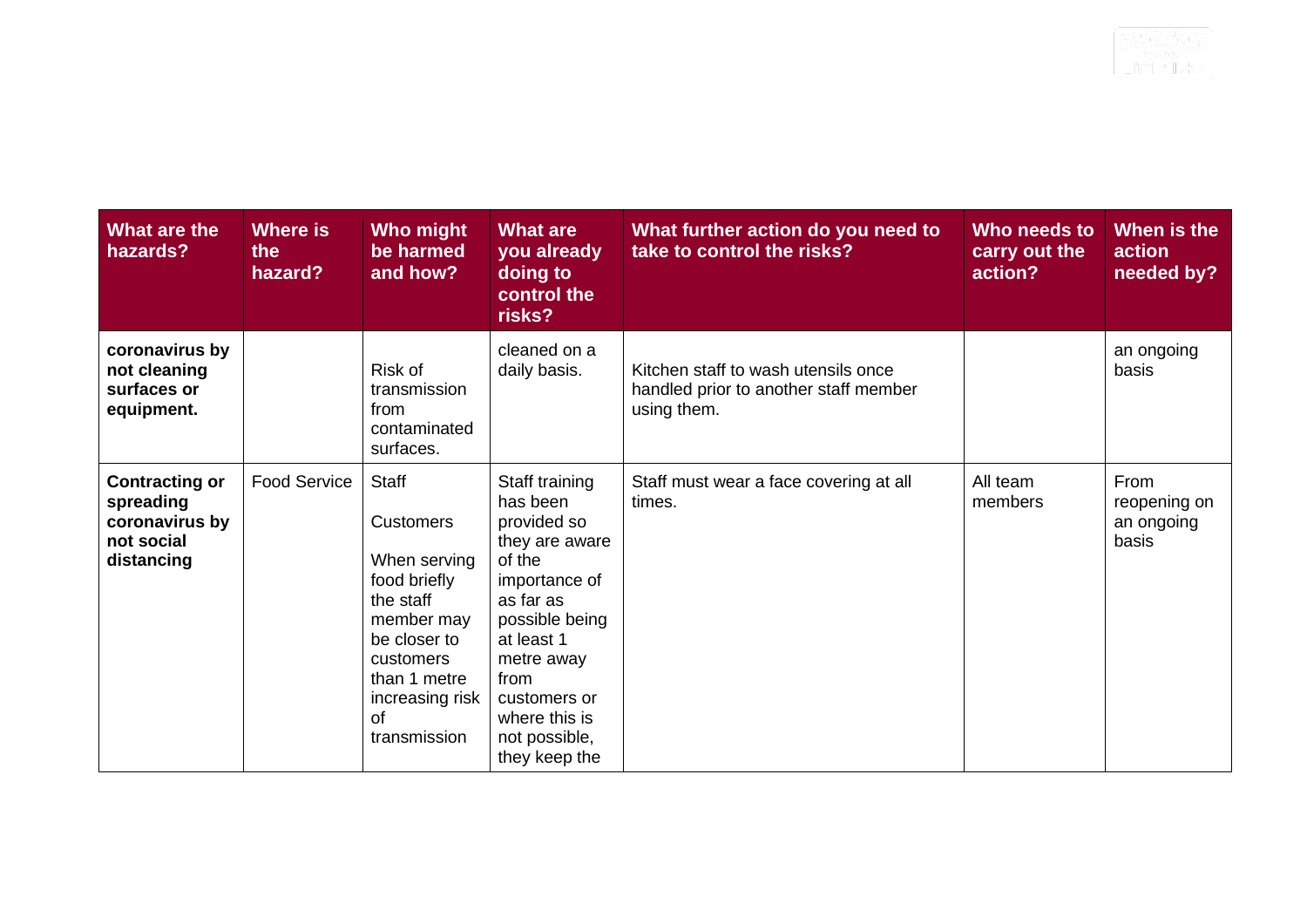| What are the hazards? | Where is the hazard? | Who might be harmed and how? | What are you already doing to control the risks? | What further action do you need to take to control the risks? | Who needs to carry out the action? | When is the action needed by? |
|---|---|---|---|---|---|---|
| **coronavirus by not cleaning surfaces or equipment.** | | Risk of transmission from contaminated surfaces. | cleaned on a daily basis. | Kitchen staff to wash utensils once handled prior to another staff member using them. | | an ongoing basis |
| **Contracting or spreading coronavirus by not social distancing** | Food Service | Staff<br><br>Customers<br><br>When serving food briefly the staff member may be closer to customers than 1 metre increasing risk of transmission | Staff training has been provided so they are aware of the importance of as far as possible being at least 1 metre away from customers or where this is not possible, they keep the | Staff must wear a face covering at all times. | All team members | From reopening on an ongoing basis |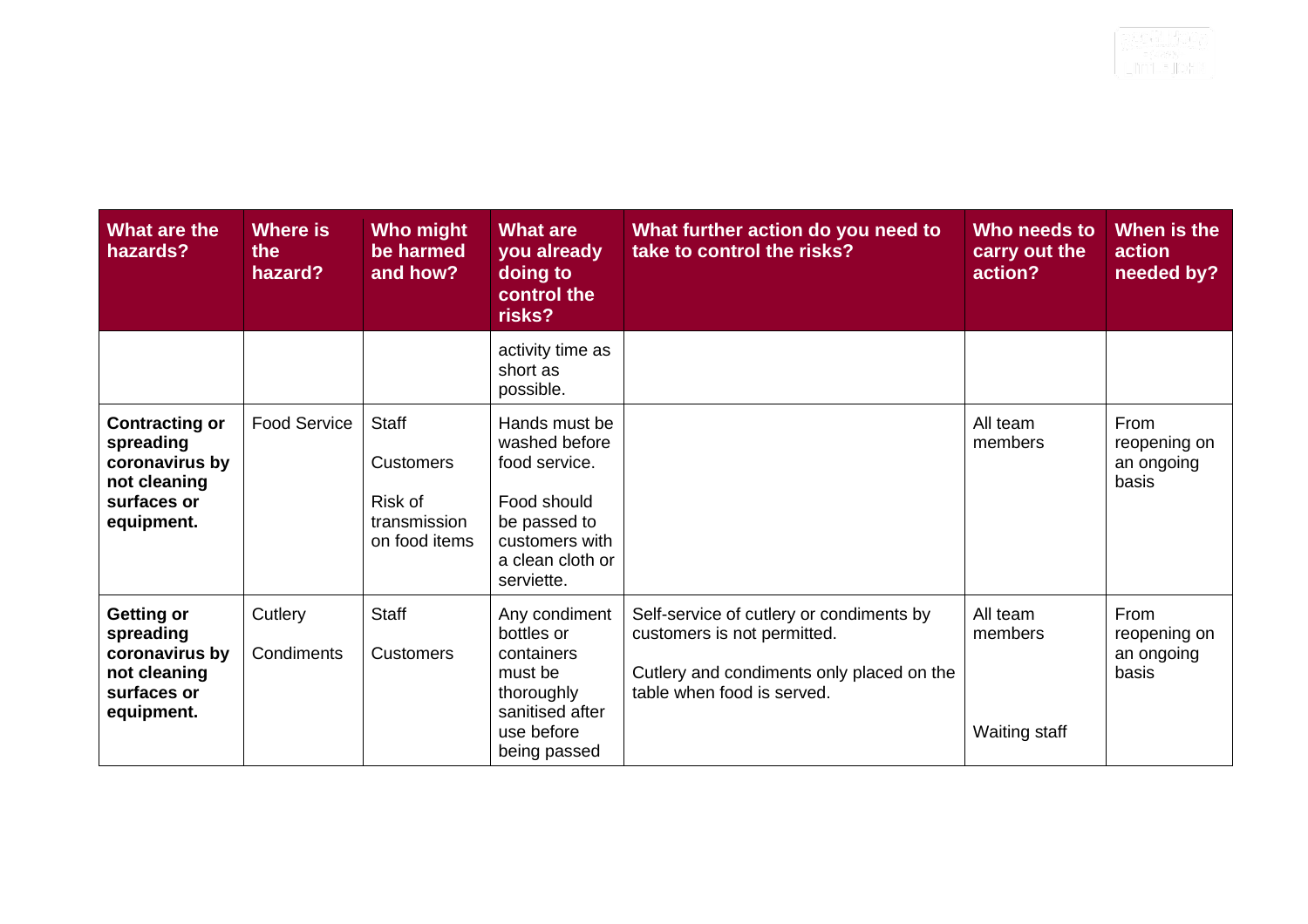| What are the hazards? | Where is the hazard? | Who might be harmed and how? | What are you already doing to control the risks? | What further action do you need to take to control the risks? | Who needs to carry out the action? | When is the action needed by? |
|---|---|---|---|---|---|---|
| | | | activity time as short as possible. | | | |
| **Contracting or spreading coronavirus by not cleaning surfaces or equipment.** | Food Service | Staff<br><br>Customers<br><br>Risk of transmission on food items | Hands must be washed before food service.<br><br>Food should be passed to customers with a clean cloth or serviette. | | All team members | From reopening on an ongoing basis |
| **Getting or spreading coronavirus by not cleaning surfaces or equipment.** | Cutlery<br><br>Condiments | Staff<br><br>Customers | Any condiment bottles or containers must be thoroughly sanitised after use before being passed | Self-service of cutlery or condiments by customers is not permitted.<br><br>Cutlery and condiments only placed on the table when food is served. | All team members<br><br>Waiting staff | From reopening on an ongoing basis |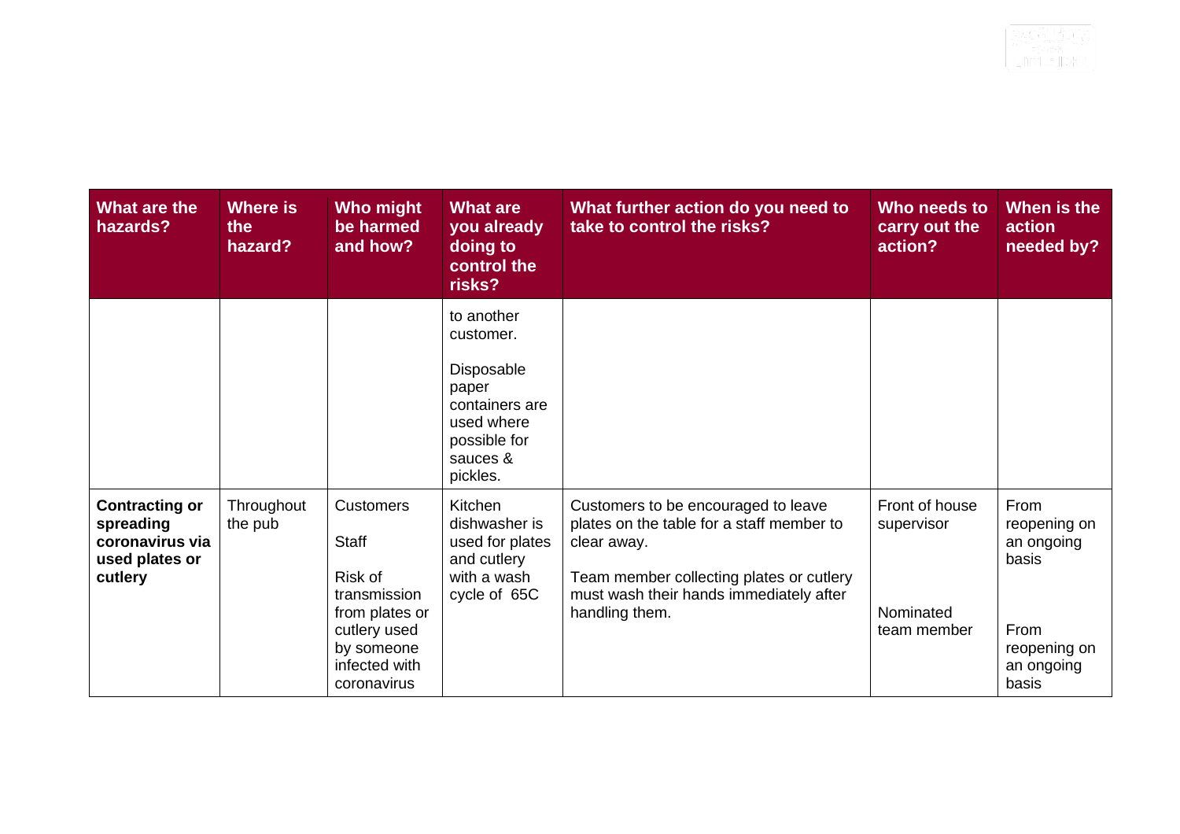| What are the hazards? | Where is the hazard? | Who might be harmed and how? | What are you already doing to control the risks? | What further action do you need to take to control the risks? | Who needs to carry out the action? | When is the action needed by? |
|---|---|---|---|---|---|---|
| | | | to another customer.<br><br>Disposable paper containers are used where possible for sauces & pickles. | | | |
| **Contracting or spreading coronavirus via used plates or cutlery** | Throughout the pub | Customers<br><br>Staff<br><br>Risk of transmission from plates or cutlery used by someone infected with coronavirus | Kitchen dishwasher is used for plates and cutlery with a wash cycle of 65C | Customers to be encouraged to leave plates on the table for a staff member to clear away.<br><br>Team member collecting plates or cutlery must wash their hands immediately after handling them. | Front of house supervisor<br><br>Nominated team member | From reopening on an ongoing basis<br><br>From reopening on an ongoing basis |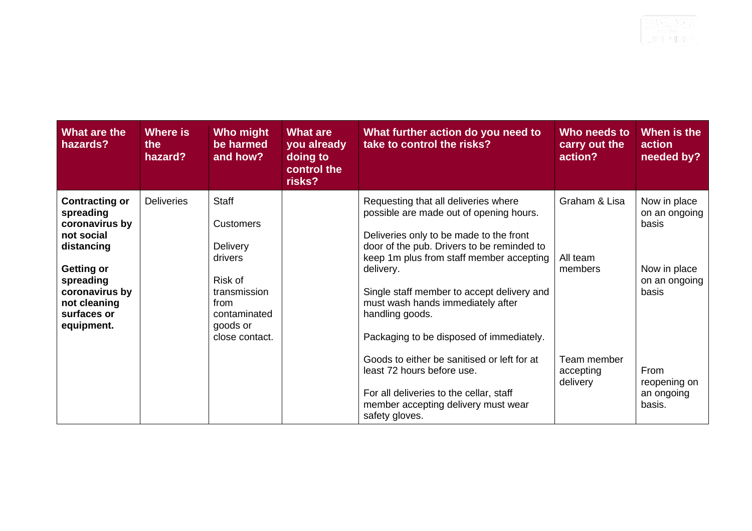| What are the hazards? | Where is the hazard? | Who might be harmed and how? | What are you already doing to control the risks? | What further action do you need to take to control the risks? | Who needs to carry out the action? | When is the action needed by? |
|---|---|---|---|---|---|---|
| **Contracting or spreading coronavirus by not social distancing**<br><br>**Getting or spreading coronavirus by not cleaning surfaces or equipment.** | Deliveries | Staff<br><br>Customers<br><br>Delivery drivers<br><br>Risk of transmission from contaminated goods or close contact. | | Requesting that all deliveries where possible are made out of opening hours.<br><br>Deliveries only to be made to the front door of the pub. Drivers to be reminded to keep 1m plus from staff member accepting delivery.<br><br>Single staff member to accept delivery and must wash hands immediately after handling goods.<br><br>Packaging to be disposed of immediately.<br><br>Goods to either be sanitised or left for at least 72 hours before use.<br><br>For all deliveries to the cellar, staff member accepting delivery must wear safety gloves. | Graham & Lisa<br><br>All team members<br><br>Team member accepting delivery | Now in place on an ongoing basis<br><br>Now in place on an ongoing basis<br><br>From reopening on an ongoing basis. |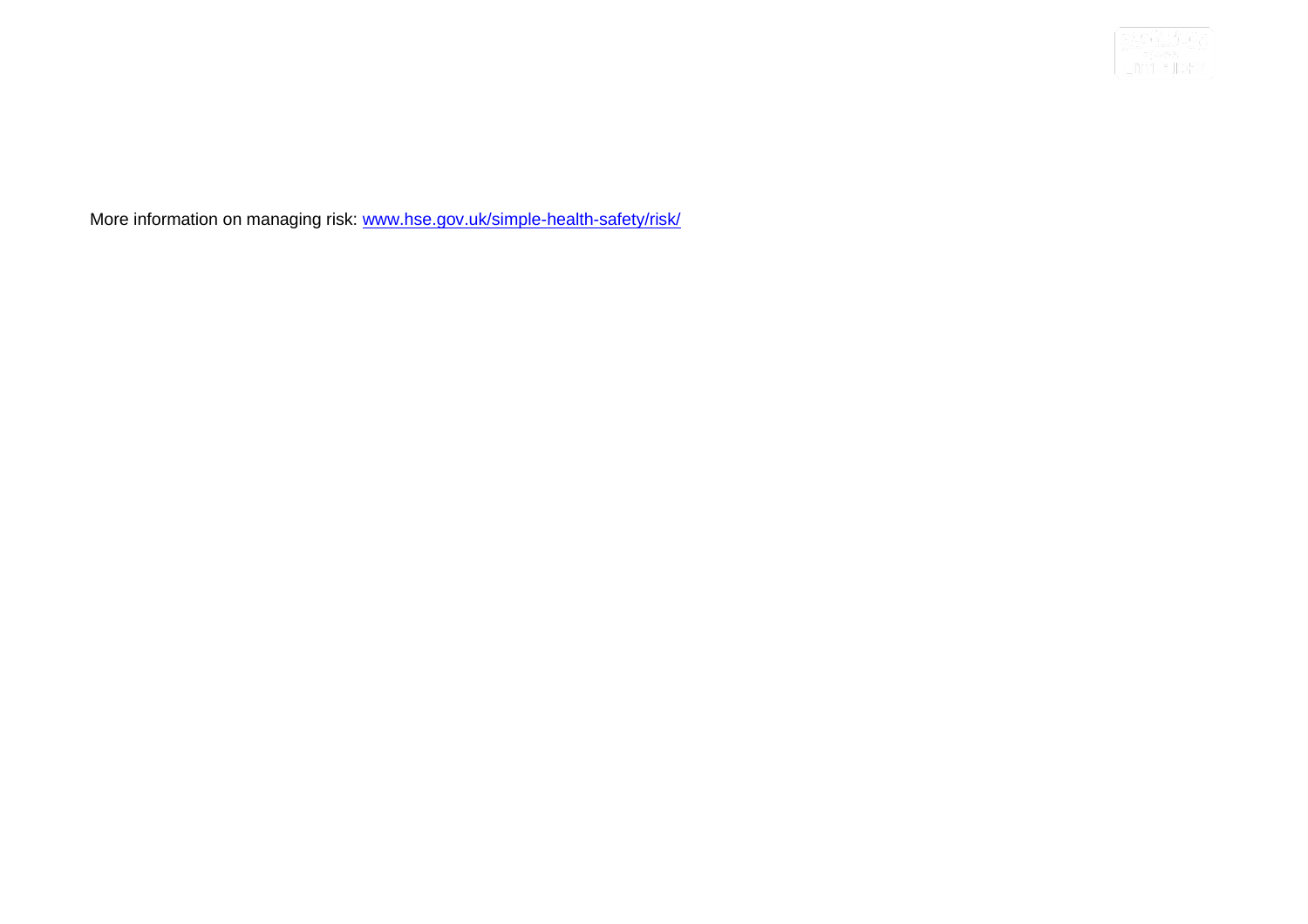More information on managing risk: [www.hse.gov.uk/simple-health-safety/risk/](http://www.hse.gov.uk/simple-health-safety/risk/)